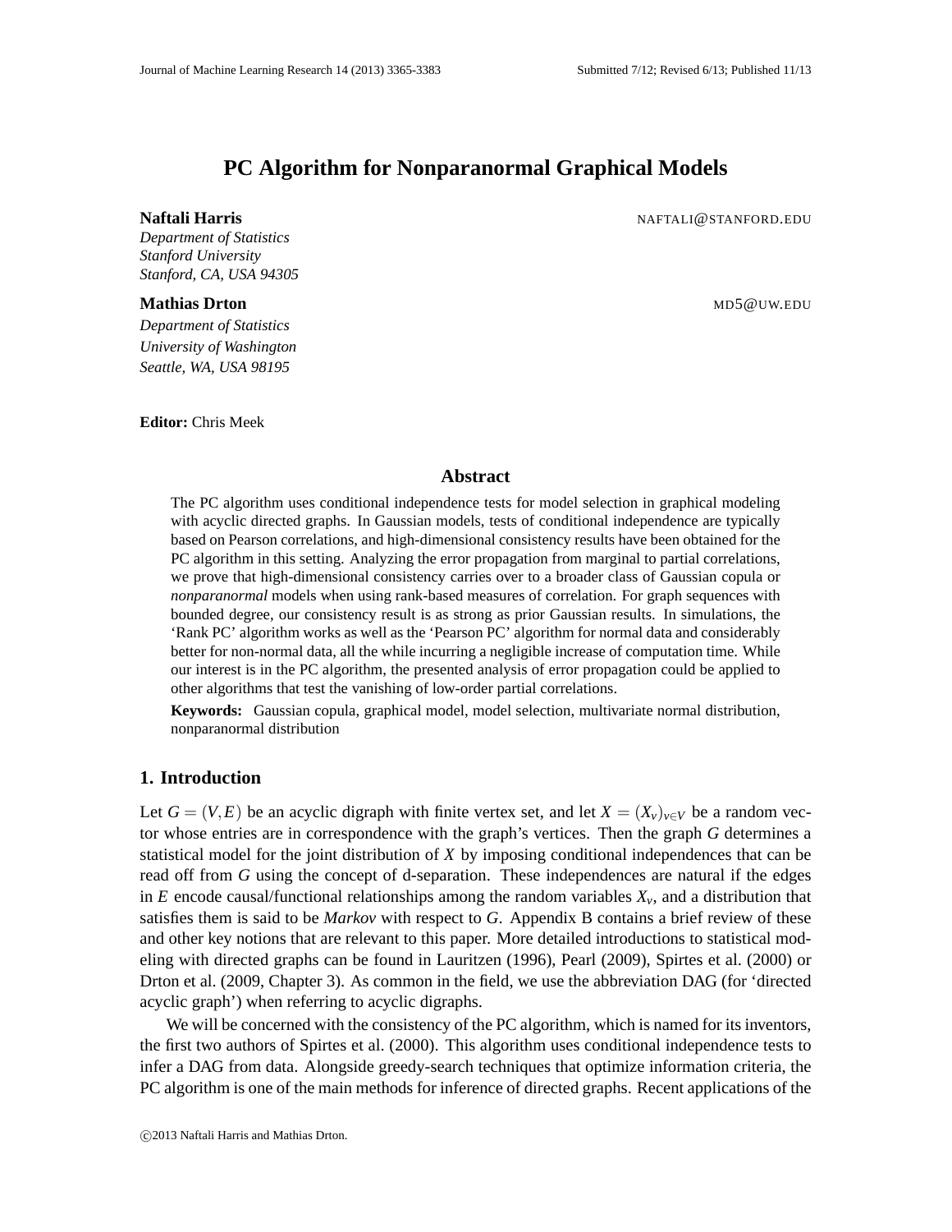# PC Algorithm for Nonparanormal Graphical Models

**Naftali Harris** NAFTALI@STANFORD.EDU
*Department of Statistics*
*Stanford University*
*Stanford, CA, USA 94305*

**Mathias Drton** MD5@UW.EDU
*Department of Statistics*
*University of Washington*
*Seattle, WA, USA 98195*

**Editor:** Chris Meek

## Abstract

The PC algorithm uses conditional independence tests for model selection in graphical modeling with acyclic directed graphs. In Gaussian models, tests of conditional independence are typically based on Pearson correlations, and high-dimensional consistency results have been obtained for the PC algorithm in this setting. Analyzing the error propagation from marginal to partial correlations, we prove that high-dimensional consistency carries over to a broader class of Gaussian copula or *nonparanormal* models when using rank-based measures of correlation. For graph sequences with bounded degree, our consistency result is as strong as prior Gaussian results. In simulations, the 'Rank PC' algorithm works as well as the 'Pearson PC' algorithm for normal data and considerably better for non-normal data, all the while incurring a negligible increase of computation time. While our interest is in the PC algorithm, the presented analysis of error propagation could be applied to other algorithms that test the vanishing of low-order partial correlations.

**Keywords:** Gaussian copula, graphical model, model selection, multivariate normal distribution, nonparanormal distribution

## 1. Introduction

Let $G = (V, E)$ be an acyclic digraph with finite vertex set, and let $X = (X_v)_{v \in V}$ be a random vector whose entries are in correspondence with the graph's vertices. Then the graph $G$ determines a statistical model for the joint distribution of $X$ by imposing conditional independences that can be read off from $G$ using the concept of d-separation. These independences are natural if the edges in $E$ encode causal/functional relationships among the random variables $X_v$, and a distribution that satisfies them is said to be *Markov* with respect to $G$. Appendix B contains a brief review of these and other key notions that are relevant to this paper. More detailed introductions to statistical modeling with directed graphs can be found in Lauritzen (1996), Pearl (2009), Spirtes et al. (2000) or Drton et al. (2009, Chapter 3). As common in the field, we use the abbreviation DAG (for 'directed acyclic graph') when referring to acyclic digraphs.

We will be concerned with the consistency of the PC algorithm, which is named for its inventors, the first two authors of Spirtes et al. (2000). This algorithm uses conditional independence tests to infer a DAG from data. Alongside greedy-search techniques that optimize information criteria, the PC algorithm is one of the main methods for inference of directed graphs. Recent applications of the

©2013 Naftali Harris and Mathias Drton.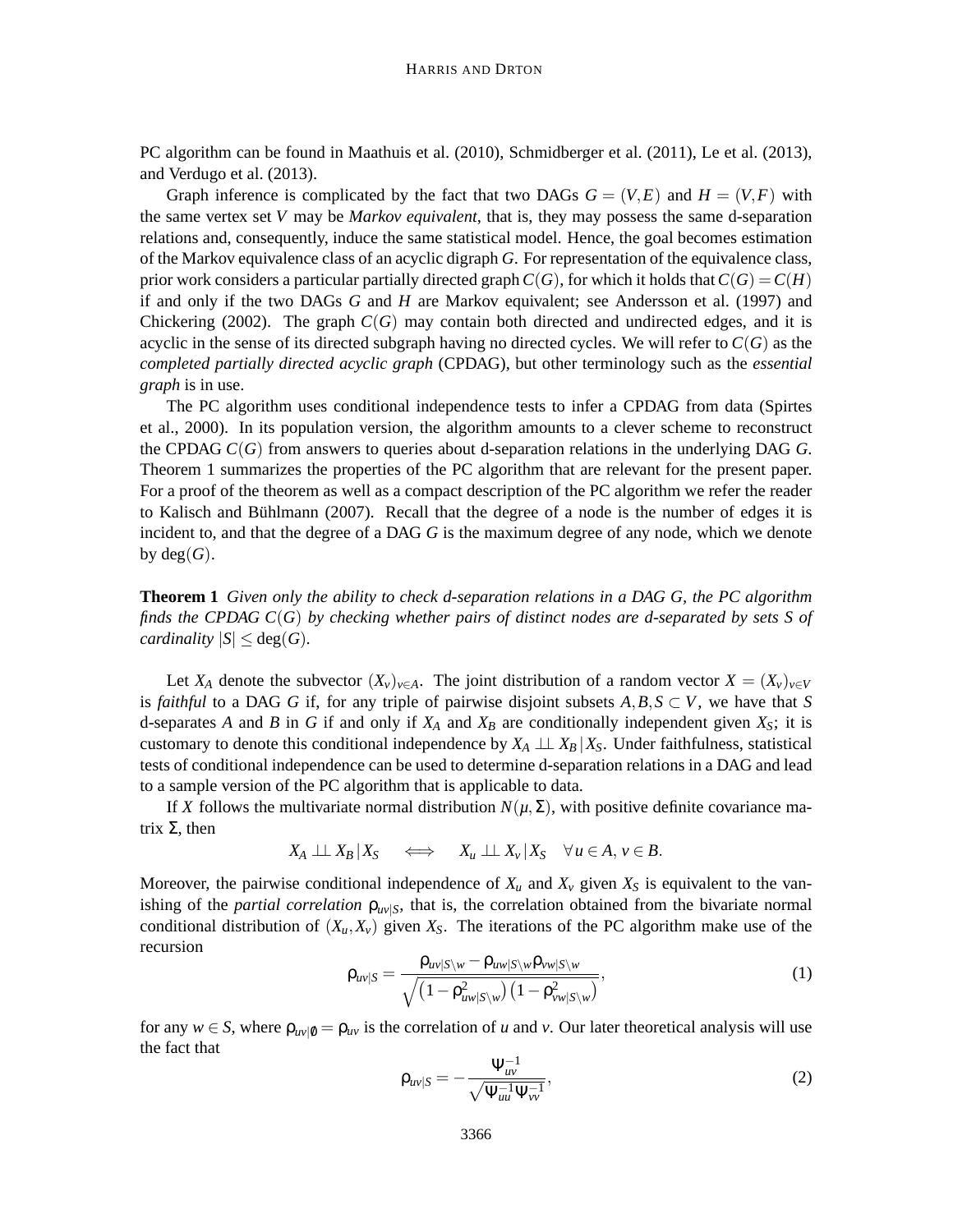PC algorithm can be found in Maathuis et al. (2010), Schmidberger et al. (2011), Le et al. (2013), and Verdugo et al. (2013).

Graph inference is complicated by the fact that two DAGs $G = (V, E)$ and $H = (V, F)$ with the same vertex set $V$ may be *Markov equivalent*, that is, they may possess the same d-separation relations and, consequently, induce the same statistical model. Hence, the goal becomes estimation of the Markov equivalence class of an acyclic digraph $G$. For representation of the equivalence class, prior work considers a particular partially directed graph $C(G)$, for which it holds that $C(G) = C(H)$ if and only if the two DAGs $G$ and $H$ are Markov equivalent; see Andersson et al. (1997) and Chickering (2002). The graph $C(G)$ may contain both directed and undirected edges, and it is acyclic in the sense of its directed subgraph having no directed cycles. We will refer to $C(G)$ as the *completed partially directed acyclic graph* (CPDAG), but other terminology such as the *essential graph* is in use.

The PC algorithm uses conditional independence tests to infer a CPDAG from data (Spirtes et al., 2000). In its population version, the algorithm amounts to a clever scheme to reconstruct the CPDAG $C(G)$ from answers to queries about d-separation relations in the underlying DAG $G$. Theorem 1 summarizes the properties of the PC algorithm that are relevant for the present paper. For a proof of the theorem as well as a compact description of the PC algorithm we refer the reader to Kalisch and Bühlmann (2007). Recall that the degree of a node is the number of edges it is incident to, and that the degree of a DAG $G$ is the maximum degree of any node, which we denote by $\deg(G)$.

**Theorem 1** *Given only the ability to check d-separation relations in a DAG G, the PC algorithm finds the CPDAG $C(G)$ by checking whether pairs of distinct nodes are d-separated by sets S of cardinality $|S| \leq \deg(G)$.*

Let $X_A$ denote the subvector $(X_v)_{v \in A}$. The joint distribution of a random vector $X = (X_v)_{v \in V}$ is *faithful* to a DAG $G$ if, for any triple of pairwise disjoint subsets $A, B, S \subset V$, we have that $S$ d-separates $A$ and $B$ in $G$ if and only if $X_A$ and $X_B$ are conditionally independent given $X_S$; it is customary to denote this conditional independence by $X_A \perp\!\!\!\perp X_B \,|\, X_S$. Under faithfulness, statistical tests of conditional independence can be used to determine d-separation relations in a DAG and lead to a sample version of the PC algorithm that is applicable to data.

If $X$ follows the multivariate normal distribution $N(\mu, \Sigma)$, with positive definite covariance matrix $\Sigma$, then

$$X_A \perp\!\!\!\perp X_B \,|\, X_S \quad \iff \quad X_u \perp\!\!\!\perp X_v \,|\, X_S \quad \forall\, u \in A,\, v \in B.$$

Moreover, the pairwise conditional independence of $X_u$ and $X_v$ given $X_S$ is equivalent to the vanishing of the *partial correlation* $\rho_{uv|S}$, that is, the correlation obtained from the bivariate normal conditional distribution of $(X_u, X_v)$ given $X_S$. The iterations of the PC algorithm make use of the recursion

$$\rho_{uv|S} = \frac{\rho_{uv|S\setminus w} - \rho_{uw|S\setminus w}\rho_{vw|S\setminus w}}{\sqrt{\left(1-\rho^2_{uw|S\setminus w}\right)\left(1-\rho^2_{vw|S\setminus w}\right)}}, \tag{1}$$

for any $w \in S$, where $\rho_{uv|\emptyset} = \rho_{uv}$ is the correlation of $u$ and $v$. Our later theoretical analysis will use the fact that

$$\rho_{uv|S} = -\frac{\Psi^{-1}_{uv}}{\sqrt{\Psi^{-1}_{uu}\Psi^{-1}_{vv}}}, \tag{2}$$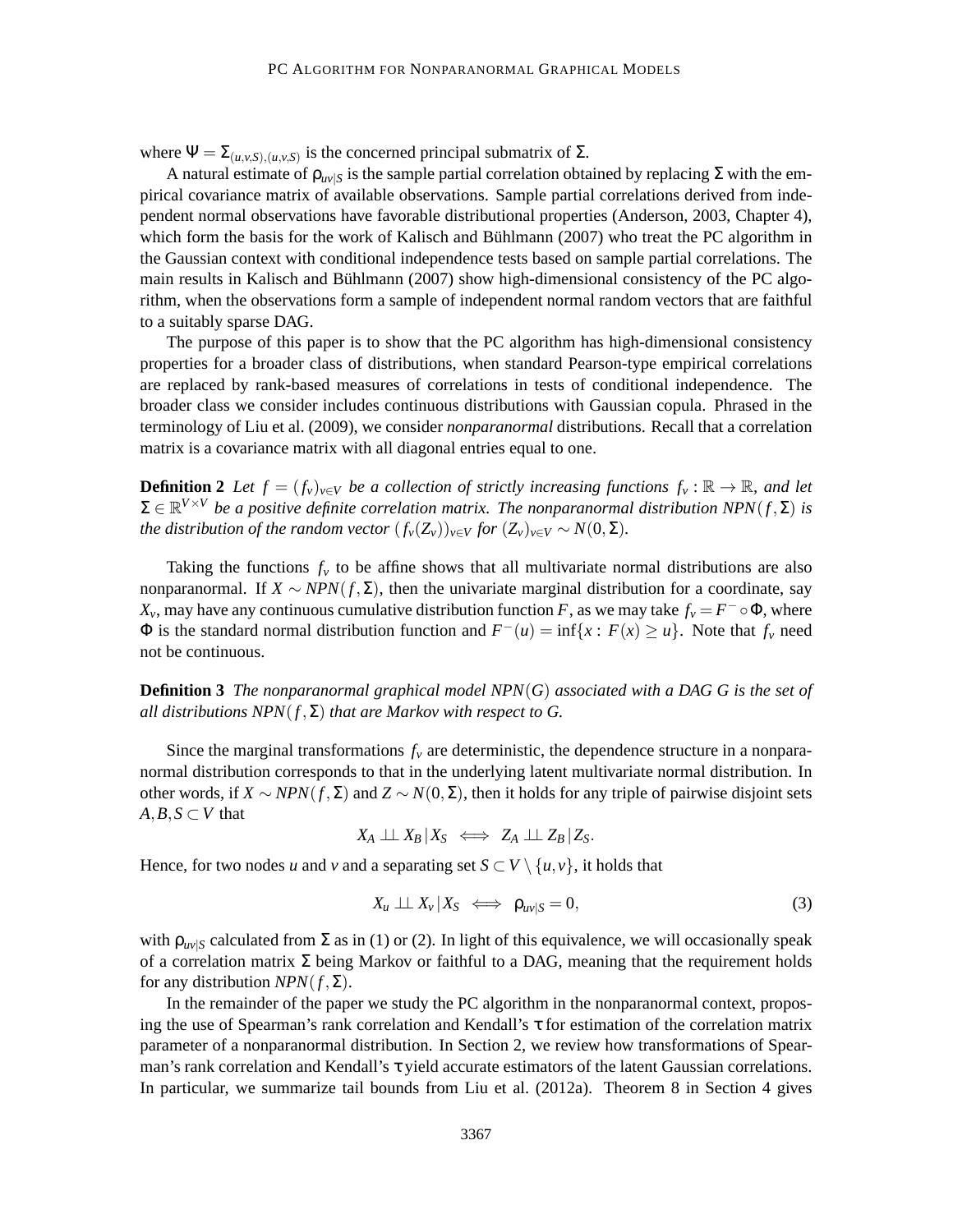where $\Psi = \Sigma_{(u,v,S),(u,v,S)}$ is the concerned principal submatrix of $\Sigma$.

A natural estimate of $\rho_{uv|S}$ is the sample partial correlation obtained by replacing $\Sigma$ with the empirical covariance matrix of available observations. Sample partial correlations derived from independent normal observations have favorable distributional properties (Anderson, 2003, Chapter 4), which form the basis for the work of Kalisch and Bühlmann (2007) who treat the PC algorithm in the Gaussian context with conditional independence tests based on sample partial correlations. The main results in Kalisch and Bühlmann (2007) show high-dimensional consistency of the PC algorithm, when the observations form a sample of independent normal random vectors that are faithful to a suitably sparse DAG.

The purpose of this paper is to show that the PC algorithm has high-dimensional consistency properties for a broader class of distributions, when standard Pearson-type empirical correlations are replaced by rank-based measures of correlations in tests of conditional independence. The broader class we consider includes continuous distributions with Gaussian copula. Phrased in the terminology of Liu et al. (2009), we consider *nonparanormal* distributions. Recall that a correlation matrix is a covariance matrix with all diagonal entries equal to one.

**Definition 2** *Let $f = (f_v)_{v \in V}$ be a collection of strictly increasing functions $f_v : \mathbb{R} \to \mathbb{R}$, and let $\Sigma \in \mathbb{R}^{V \times V}$ be a positive definite correlation matrix. The nonparanormal distribution $NPN(f, \Sigma)$ is the distribution of the random vector $(f_v(Z_v))_{v \in V}$ for $(Z_v)_{v \in V} \sim N(0, \Sigma)$.*

Taking the functions $f_v$ to be affine shows that all multivariate normal distributions are also nonparanormal. If $X \sim NPN(f, \Sigma)$, then the univariate marginal distribution for a coordinate, say $X_v$, may have any continuous cumulative distribution function $F$, as we may take $f_v = F^{-} \circ \Phi$, where $\Phi$ is the standard normal distribution function and $F^{-}(u) = \inf\{x : F(x) \geq u\}$. Note that $f_v$ need not be continuous.

**Definition 3** *The nonparanormal graphical model $NPN(G)$ associated with a DAG $G$ is the set of all distributions $NPN(f, \Sigma)$ that are Markov with respect to $G$.*

Since the marginal transformations $f_v$ are deterministic, the dependence structure in a nonparanormal distribution corresponds to that in the underlying latent multivariate normal distribution. In other words, if $X \sim NPN(f, \Sigma)$ and $Z \sim N(0, \Sigma)$, then it holds for any triple of pairwise disjoint sets $A, B, S \subset V$ that

$$X_A \perp\!\!\!\perp X_B \,|\, X_S \iff Z_A \perp\!\!\!\perp Z_B \,|\, Z_S.$$

Hence, for two nodes $u$ and $v$ and a separating set $S \subset V \setminus \{u, v\}$, it holds that

$$X_u \perp\!\!\!\perp X_v \,|\, X_S \iff \rho_{uv|S} = 0, \tag{3}$$

with $\rho_{uv|S}$ calculated from $\Sigma$ as in (1) or (2). In light of this equivalence, we will occasionally speak of a correlation matrix $\Sigma$ being Markov or faithful to a DAG, meaning that the requirement holds for any distribution $NPN(f, \Sigma)$.

In the remainder of the paper we study the PC algorithm in the nonparanormal context, proposing the use of Spearman's rank correlation and Kendall's $\tau$ for estimation of the correlation matrix parameter of a nonparanormal distribution. In Section 2, we review how transformations of Spearman's rank correlation and Kendall's $\tau$ yield accurate estimators of the latent Gaussian correlations. In particular, we summarize tail bounds from Liu et al. (2012a). Theorem 8 in Section 4 gives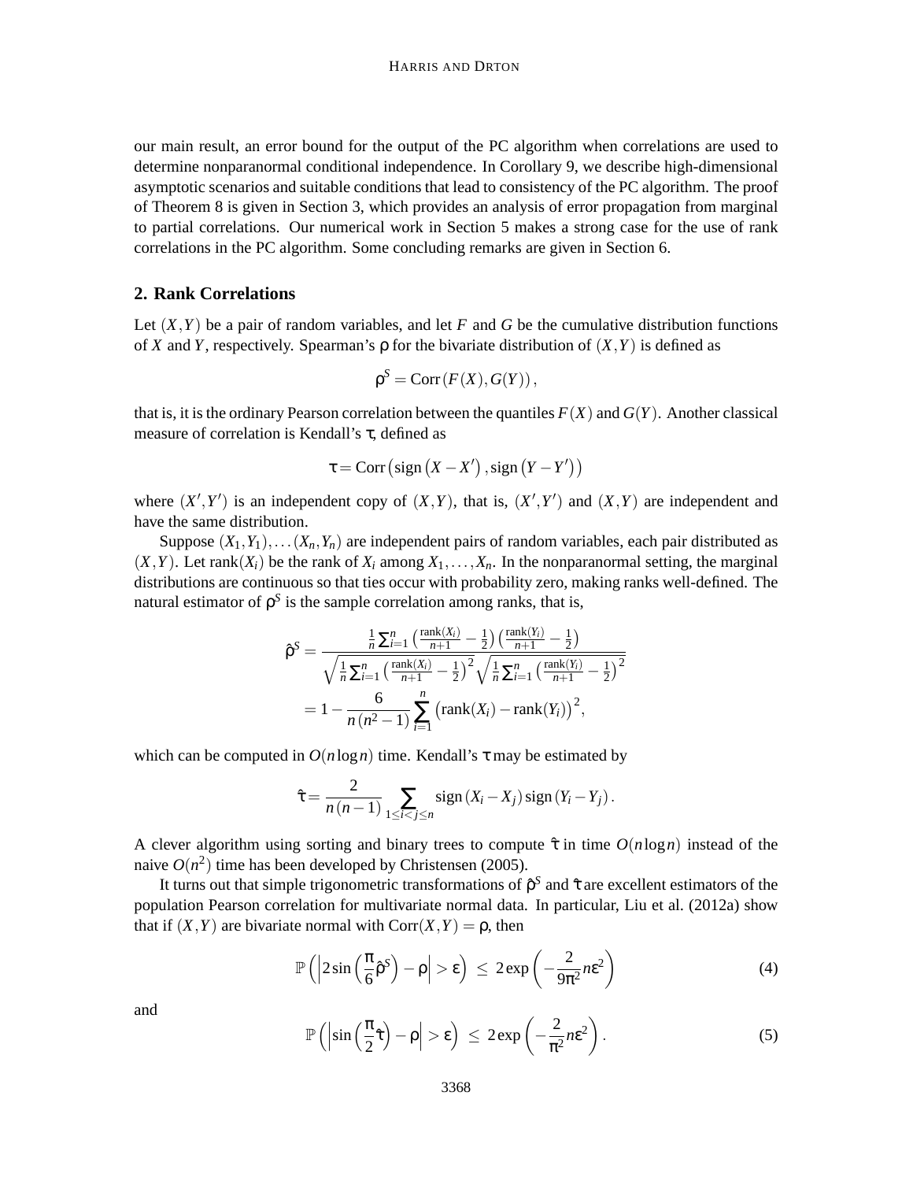our main result, an error bound for the output of the PC algorithm when correlations are used to determine nonparanormal conditional independence. In Corollary 9, we describe high-dimensional asymptotic scenarios and suitable conditions that lead to consistency of the PC algorithm. The proof of Theorem 8 is given in Section 3, which provides an analysis of error propagation from marginal to partial correlations. Our numerical work in Section 5 makes a strong case for the use of rank correlations in the PC algorithm. Some concluding remarks are given in Section 6.

## 2. Rank Correlations

Let $(X,Y)$ be a pair of random variables, and let $F$ and $G$ be the cumulative distribution functions of $X$ and $Y$, respectively. Spearman's $\rho$ for the bivariate distribution of $(X,Y)$ is defined as

$$\rho^S = \mathrm{Corr}\left(F(X), G(Y)\right),$$

that is, it is the ordinary Pearson correlation between the quantiles $F(X)$ and $G(Y)$. Another classical measure of correlation is Kendall's $\tau$, defined as

$$\tau = \mathrm{Corr}\left(\mathrm{sign}\left(X - X'\right), \mathrm{sign}\left(Y - Y'\right)\right)$$

where $(X', Y')$ is an independent copy of $(X,Y)$, that is, $(X',Y')$ and $(X,Y)$ are independent and have the same distribution.

Suppose $(X_1,Y_1),\ldots(X_n,Y_n)$ are independent pairs of random variables, each pair distributed as $(X,Y)$. Let $\mathrm{rank}(X_i)$ be the rank of $X_i$ among $X_1,\ldots,X_n$. In the nonparanormal setting, the marginal distributions are continuous so that ties occur with probability zero, making ranks well-defined. The natural estimator of $\rho^S$ is the sample correlation among ranks, that is,

$$\begin{aligned}
\hat{\rho}^S &= \frac{\frac{1}{n}\sum_{i=1}^n \left(\frac{\mathrm{rank}(X_i)}{n+1} - \frac{1}{2}\right)\left(\frac{\mathrm{rank}(Y_i)}{n+1} - \frac{1}{2}\right)}{\sqrt{\frac{1}{n}\sum_{i=1}^n \left(\frac{\mathrm{rank}(X_i)}{n+1} - \frac{1}{2}\right)^2}\sqrt{\frac{1}{n}\sum_{i=1}^n \left(\frac{\mathrm{rank}(Y_i)}{n+1} - \frac{1}{2}\right)^2}} \\
&= 1 - \frac{6}{n\left(n^2-1\right)}\sum_{i=1}^n \left(\mathrm{rank}(X_i) - \mathrm{rank}(Y_i)\right)^2,
\end{aligned}$$

which can be computed in $O(n\log n)$ time. Kendall's $\tau$ may be estimated by

$$\hat{\tau} = \frac{2}{n\left(n-1\right)}\sum_{1\le i<j\le n} \mathrm{sign}\left(X_i - X_j\right)\mathrm{sign}\left(Y_i - Y_j\right).$$

A clever algorithm using sorting and binary trees to compute $\hat{\tau}$ in time $O(n\log n)$ instead of the naive $O(n^2)$ time has been developed by Christensen (2005).

It turns out that simple trigonometric transformations of $\hat{\rho}^S$ and $\hat{\tau}$ are excellent estimators of the population Pearson correlation for multivariate normal data. In particular, Liu et al. (2012a) show that if $(X,Y)$ are bivariate normal with $\mathrm{Corr}(X,Y) = \rho$, then

$$\mathbb{P}\left(\left|2\sin\left(\frac{\pi}{6}\hat{\rho}^S\right) - \rho\right| > \varepsilon\right) \;\le\; 2\exp\left(-\frac{2}{9\pi^2}n\varepsilon^2\right) \tag{4}$$

and

$$\mathbb{P}\left(\left|\sin\left(\frac{\pi}{2}\hat{\tau}\right) - \rho\right| > \varepsilon\right) \;\le\; 2\exp\left(-\frac{2}{\pi^2}n\varepsilon^2\right). \tag{5}$$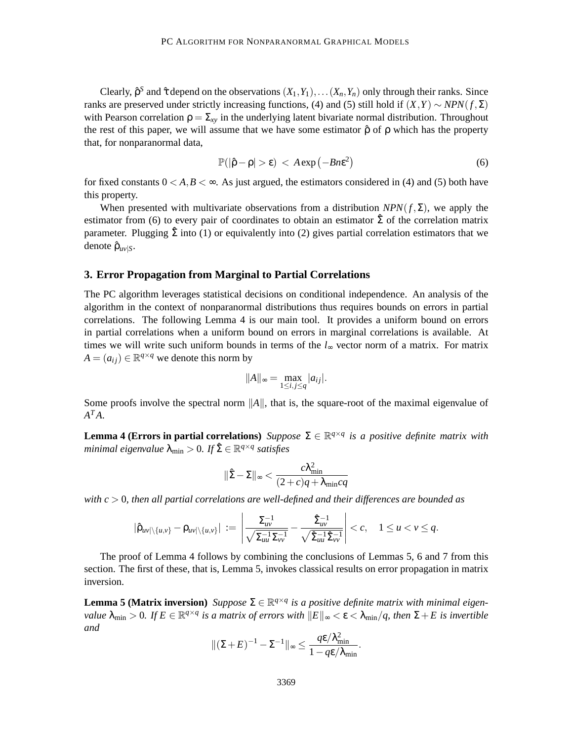Clearly, $\hat{\rho}^S$ and $\hat{\tau}$ depend on the observations $(X_1,Y_1),\ldots(X_n,Y_n)$ only through their ranks. Since ranks are preserved under strictly increasing functions, (4) and (5) still hold if $(X,Y) \sim NPN(f,\Sigma)$ with Pearson correlation $\rho = \Sigma_{xy}$ in the underlying latent bivariate normal distribution. Throughout the rest of this paper, we will assume that we have some estimator $\hat{\rho}$ of $\rho$ which has the property that, for nonparanormal data,

$$\mathbb{P}(|\hat{\rho}-\rho| > \varepsilon) \; < \; A\exp\left(-Bn\varepsilon^2\right) \tag{6}$$

for fixed constants $0 < A, B < \infty$. As just argued, the estimators considered in (4) and (5) both have this property.

When presented with multivariate observations from a distribution $NPN(f,\Sigma)$, we apply the estimator from (6) to every pair of coordinates to obtain an estimator $\hat{\Sigma}$ of the correlation matrix parameter. Plugging $\hat{\Sigma}$ into (1) or equivalently into (2) gives partial correlation estimators that we denote $\hat{\rho}_{uv|S}$.

## 3. Error Propagation from Marginal to Partial Correlations

The PC algorithm leverages statistical decisions on conditional independence. An analysis of the algorithm in the context of nonparanormal distributions thus requires bounds on errors in partial correlations. The following Lemma 4 is our main tool. It provides a uniform bound on errors in partial correlations when a uniform bound on errors in marginal correlations is available. At times we will write such uniform bounds in terms of the $l_\infty$ vector norm of a matrix. For matrix $A = (a_{ij}) \in \mathbb{R}^{q\times q}$ we denote this norm by

$$\|A\|_\infty = \max_{1\le i,j\le q} |a_{ij}|.$$

Some proofs involve the spectral norm $\|A\|$, that is, the square-root of the maximal eigenvalue of $A^TA$.

**Lemma 4 (Errors in partial correlations)** *Suppose $\Sigma \in \mathbb{R}^{q\times q}$ is a positive definite matrix with minimal eigenvalue $\lambda_{\min} > 0$. If $\hat{\Sigma} \in \mathbb{R}^{q\times q}$ satisfies*

$$\|\hat{\Sigma}-\Sigma\|_\infty < \frac{c\lambda_{\min}^2}{(2+c)q+\lambda_{\min}cq}$$

*with $c > 0$, then all partial correlations are well-defined and their differences are bounded as*

$$|\hat{\rho}_{uv|\setminus\{u,v\}} - \rho_{uv|\setminus\{u,v\}}| \; := \; \left| \frac{\Sigma_{uv}^{-1}}{\sqrt{\Sigma_{uu}^{-1}\Sigma_{vv}^{-1}}} - \frac{\hat{\Sigma}_{uv}^{-1}}{\sqrt{\hat{\Sigma}_{uu}^{-1}\hat{\Sigma}_{vv}^{-1}}} \right| < c, \quad 1 \le u < v \le q.$$

The proof of Lemma 4 follows by combining the conclusions of Lemmas 5, 6 and 7 from this section. The first of these, that is, Lemma 5, invokes classical results on error propagation in matrix inversion.

**Lemma 5 (Matrix inversion)** *Suppose $\Sigma \in \mathbb{R}^{q\times q}$ is a positive definite matrix with minimal eigenvalue $\lambda_{\min} > 0$. If $E \in \mathbb{R}^{q\times q}$ is a matrix of errors with $\|E\|_\infty < \varepsilon < \lambda_{\min}/q$, then $\Sigma+E$ is invertible and*

$$\|(\Sigma+E)^{-1}-\Sigma^{-1}\|_\infty \le \frac{q\varepsilon/\lambda_{\min}^2}{1-q\varepsilon/\lambda_{\min}}.$$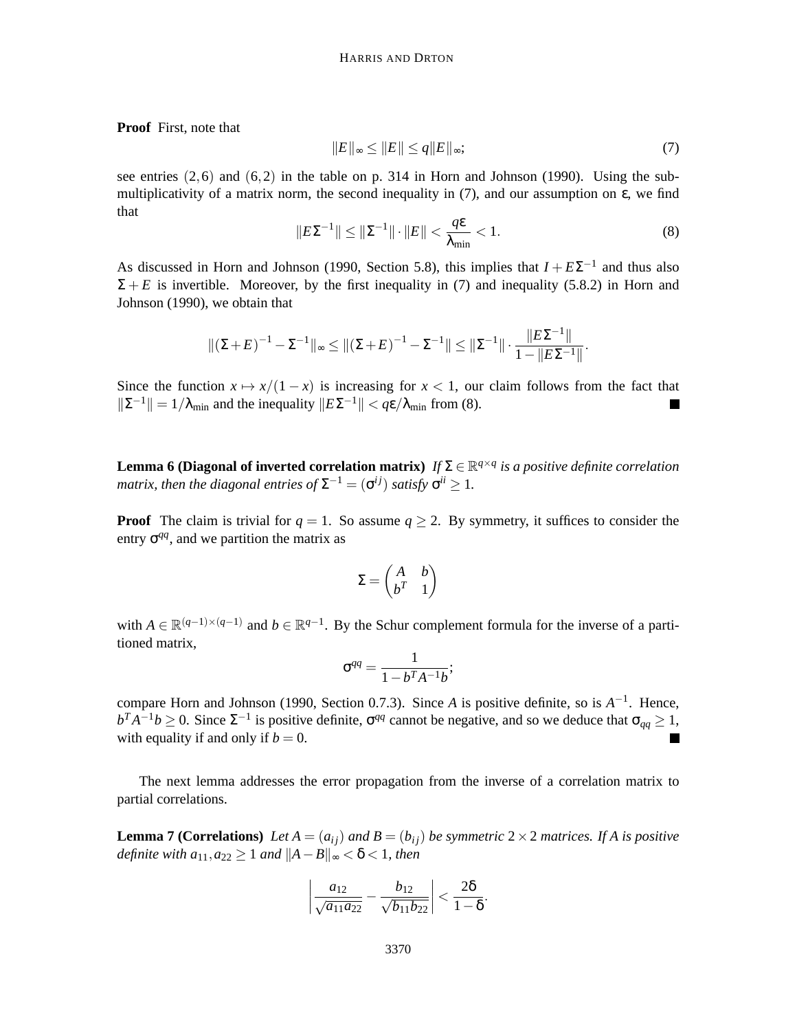**Proof** First, note that

$$\|E\|_\infty \leq \|E\| \leq q\|E\|_\infty; \tag{7}$$

see entries $(2,6)$ and $(6,2)$ in the table on p. 314 in Horn and Johnson (1990). Using the sub-multiplicativity of a matrix norm, the second inequality in (7), and our assumption on $\varepsilon$, we find that

$$\|E\Sigma^{-1}\| \leq \|\Sigma^{-1}\| \cdot \|E\| < \frac{q\varepsilon}{\lambda_{\min}} < 1. \tag{8}$$

As discussed in Horn and Johnson (1990, Section 5.8), this implies that $I + E\Sigma^{-1}$ and thus also $\Sigma + E$ is invertible. Moreover, by the first inequality in (7) and inequality (5.8.2) in Horn and Johnson (1990), we obtain that

$$\|(\Sigma+E)^{-1} - \Sigma^{-1}\|_\infty \leq \|(\Sigma+E)^{-1} - \Sigma^{-1}\| \leq \|\Sigma^{-1}\| \cdot \frac{\|E\Sigma^{-1}\|}{1 - \|E\Sigma^{-1}\|}.$$

Since the function $x \mapsto x/(1-x)$ is increasing for $x < 1$, our claim follows from the fact that $\|\Sigma^{-1}\| = 1/\lambda_{\min}$ and the inequality $\|E\Sigma^{-1}\| < q\varepsilon/\lambda_{\min}$ from (8). ∎

**Lemma 6 (Diagonal of inverted correlation matrix)** *If $\Sigma \in \mathbb{R}^{q\times q}$ is a positive definite correlation matrix, then the diagonal entries of $\Sigma^{-1} = (\sigma^{ij})$ satisfy $\sigma^{ii} \geq 1$.*

**Proof** The claim is trivial for $q = 1$. So assume $q \geq 2$. By symmetry, it suffices to consider the entry $\sigma^{qq}$, and we partition the matrix as

$$\Sigma = \begin{pmatrix} A & b \\ b^T & 1 \end{pmatrix}$$

with $A \in \mathbb{R}^{(q-1)\times(q-1)}$ and $b \in \mathbb{R}^{q-1}$. By the Schur complement formula for the inverse of a partitioned matrix,

$$\sigma^{qq} = \frac{1}{1 - b^T A^{-1} b};$$

compare Horn and Johnson (1990, Section 0.7.3). Since $A$ is positive definite, so is $A^{-1}$. Hence, $b^T A^{-1} b \geq 0$. Since $\Sigma^{-1}$ is positive definite, $\sigma^{qq}$ cannot be negative, and so we deduce that $\sigma_{qq} \geq 1$, with equality if and only if $b = 0$. ∎

The next lemma addresses the error propagation from the inverse of a correlation matrix to partial correlations.

**Lemma 7 (Correlations)** *Let $A = (a_{ij})$ and $B = (b_{ij})$ be symmetric $2 \times 2$ matrices. If $A$ is positive definite with $a_{11}, a_{22} \geq 1$ and $\|A - B\|_\infty < \delta < 1$, then*

$$\left| \frac{a_{12}}{\sqrt{a_{11}a_{22}}} - \frac{b_{12}}{\sqrt{b_{11}b_{22}}} \right| < \frac{2\delta}{1-\delta}.$$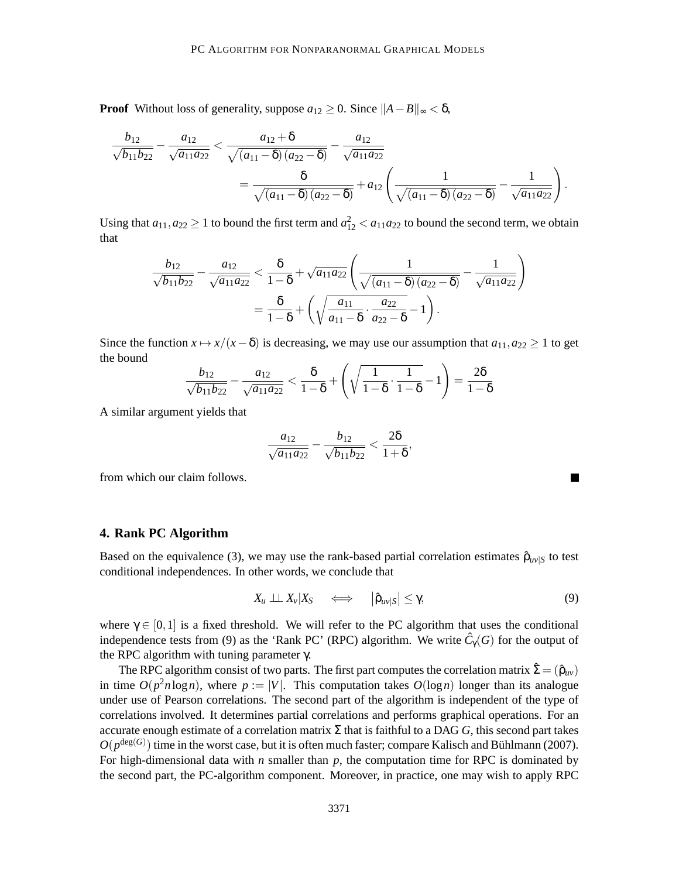**Proof** Without loss of generality, suppose $a_{12} \geq 0$. Since $\|A - B\|_\infty < \delta$,

$$
\begin{aligned}
\frac{b_{12}}{\sqrt{b_{11}b_{22}}} - \frac{a_{12}}{\sqrt{a_{11}a_{22}}} &< \frac{a_{12}+\delta}{\sqrt{(a_{11}-\delta)(a_{22}-\delta)}} - \frac{a_{12}}{\sqrt{a_{11}a_{22}}} \\
&= \frac{\delta}{\sqrt{(a_{11}-\delta)(a_{22}-\delta)}} + a_{12}\left(\frac{1}{\sqrt{(a_{11}-\delta)(a_{22}-\delta)}} - \frac{1}{\sqrt{a_{11}a_{22}}}\right).
\end{aligned}
$$

Using that $a_{11}, a_{22} \geq 1$ to bound the first term and $a_{12}^2 < a_{11}a_{22}$ to bound the second term, we obtain that

$$
\begin{aligned}
\frac{b_{12}}{\sqrt{b_{11}b_{22}}} - \frac{a_{12}}{\sqrt{a_{11}a_{22}}} &< \frac{\delta}{1-\delta} + \sqrt{a_{11}a_{22}}\left(\frac{1}{\sqrt{(a_{11}-\delta)(a_{22}-\delta)}} - \frac{1}{\sqrt{a_{11}a_{22}}}\right) \\
&= \frac{\delta}{1-\delta} + \left(\sqrt{\frac{a_{11}}{a_{11}-\delta} \cdot \frac{a_{22}}{a_{22}-\delta}} - 1\right).
\end{aligned}
$$

Since the function $x \mapsto x/(x-\delta)$ is decreasing, we may use our assumption that $a_{11}, a_{22} \geq 1$ to get the bound

$$
\frac{b_{12}}{\sqrt{b_{11}b_{22}}} - \frac{a_{12}}{\sqrt{a_{11}a_{22}}} < \frac{\delta}{1-\delta} + \left(\sqrt{\frac{1}{1-\delta} \cdot \frac{1}{1-\delta}} - 1\right) = \frac{2\delta}{1-\delta}
$$

A similar argument yields that

$$
\frac{a_{12}}{\sqrt{a_{11}a_{22}}} - \frac{b_{12}}{\sqrt{b_{11}b_{22}}} < \frac{2\delta}{1+\delta},
$$

from which our claim follows. ■

## 4. Rank PC Algorithm

Based on the equivalence (3), we may use the rank-based partial correlation estimates $\hat{\rho}_{uv|S}$ to test conditional independences. In other words, we conclude that

$$
X_u \perp\!\!\!\perp X_v | X_S \quad \iff \quad \left|\hat{\rho}_{uv|S}\right| \leq \gamma, \tag{9}
$$

where $\gamma \in [0, 1]$ is a fixed threshold. We will refer to the PC algorithm that uses the conditional independence tests from (9) as the 'Rank PC' (RPC) algorithm. We write $\hat{C}_\gamma(G)$ for the output of the RPC algorithm with tuning parameter $\gamma$.

The RPC algorithm consist of two parts. The first part computes the correlation matrix $\hat{\Sigma} = (\hat{\rho}_{uv})$ in time $O(p^2 n \log n)$, where $p := |V|$. This computation takes $O(\log n)$ longer than its analogue under use of Pearson correlations. The second part of the algorithm is independent of the type of correlations involved. It determines partial correlations and performs graphical operations. For an accurate enough estimate of a correlation matrix $\Sigma$ that is faithful to a DAG $G$, this second part takes $O(p^{\deg(G)})$ time in the worst case, but it is often much faster; compare Kalisch and Bühlmann (2007). For high-dimensional data with $n$ smaller than $p$, the computation time for RPC is dominated by the second part, the PC-algorithm component. Moreover, in practice, one may wish to apply RPC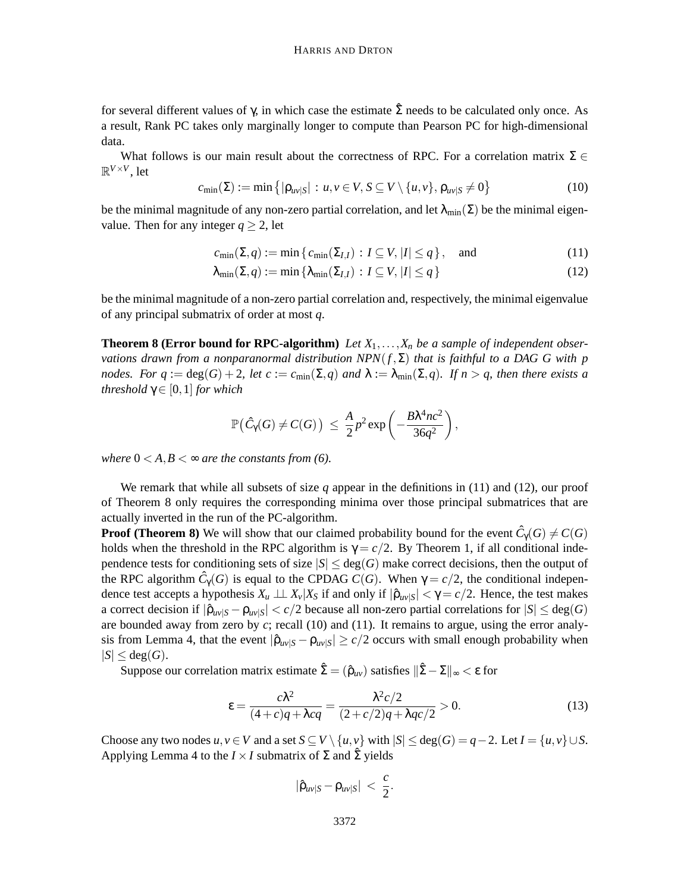for several different values of $\gamma$, in which case the estimate $\hat{\Sigma}$ needs to be calculated only once. As a result, Rank PC takes only marginally longer to compute than Pearson PC for high-dimensional data.

What follows is our main result about the correctness of RPC. For a correlation matrix $\Sigma \in \mathbb{R}^{V\times V}$, let

$$c_{\min}(\Sigma) := \min\left\{|\rho_{uv|S}| \,:\, u,v \in V, S \subseteq V\setminus\{u,v\}, \rho_{uv|S} \neq 0\right\} \tag{10}$$

be the minimal magnitude of any non-zero partial correlation, and let $\lambda_{\min}(\Sigma)$ be the minimal eigenvalue. Then for any integer $q \geq 2$, let

$$c_{\min}(\Sigma,q) := \min\left\{c_{\min}(\Sigma_{I,I}) \,:\, I \subseteq V, |I| \leq q\right\}, \quad \text{and} \tag{11}$$

$$\lambda_{\min}(\Sigma,q) := \min\left\{\lambda_{\min}(\Sigma_{I,I}) \,:\, I \subseteq V, |I| \leq q\right\} \tag{12}$$

be the minimal magnitude of a non-zero partial correlation and, respectively, the minimal eigenvalue of any principal submatrix of order at most $q$.

**Theorem 8 (Error bound for RPC-algorithm)** *Let $X_1,\ldots,X_n$ be a sample of independent observations drawn from a nonparanormal distribution $NPN(f,\Sigma)$ that is faithful to a DAG $G$ with $p$ nodes. For $q := \deg(G)+2$, let $c := c_{\min}(\Sigma,q)$ and $\lambda := \lambda_{\min}(\Sigma,q)$. If $n > q$, then there exists a threshold $\gamma \in [0,1]$ for which*

$$\mathbb{P}\big(\hat{C}_\gamma(G) \neq C(G)\big) \;\leq\; \frac{A}{2}p^2 \exp\left(-\frac{B\lambda^4 nc^2}{36q^2}\right),$$

*where $0 < A,B < \infty$ are the constants from (6).*

We remark that while all subsets of size $q$ appear in the definitions in (11) and (12), our proof of Theorem 8 only requires the corresponding minima over those principal submatrices that are actually inverted in the run of the PC-algorithm.

**Proof (Theorem 8)** We will show that our claimed probability bound for the event $\hat{C}_\gamma(G) \neq C(G)$ holds when the threshold in the RPC algorithm is $\gamma = c/2$. By Theorem 1, if all conditional independence tests for conditioning sets of size $|S| \leq \deg(G)$ make correct decisions, then the output of the RPC algorithm $\hat{C}_\gamma(G)$ is equal to the CPDAG $C(G)$. When $\gamma = c/2$, the conditional independence test accepts a hypothesis $X_u \perp\!\!\!\perp X_v | X_S$ if and only if $|\hat{\rho}_{uv|S}| < \gamma = c/2$. Hence, the test makes a correct decision if $|\hat{\rho}_{uv|S} - \rho_{uv|S}| < c/2$ because all non-zero partial correlations for $|S| \leq \deg(G)$ are bounded away from zero by $c$; recall (10) and (11). It remains to argue, using the error analysis from Lemma 4, that the event $|\hat{\rho}_{uv|S} - \rho_{uv|S}| \geq c/2$ occurs with small enough probability when $|S| \leq \deg(G)$.

Suppose our correlation matrix estimate $\hat{\Sigma} = (\hat{\rho}_{uv})$ satisfies $\|\hat{\Sigma} - \Sigma\|_\infty < \varepsilon$ for

$$\varepsilon = \frac{c\lambda^2}{(4+c)q + \lambda cq} = \frac{\lambda^2 c/2}{(2+c/2)q + \lambda qc/2} > 0. \tag{13}$$

Choose any two nodes $u,v \in V$ and a set $S \subseteq V\setminus\{u,v\}$ with $|S| \leq \deg(G) = q-2$. Let $I = \{u,v\}\cup S$. Applying Lemma 4 to the $I\times I$ submatrix of $\Sigma$ and $\hat{\Sigma}$ yields

$$|\hat{\rho}_{uv|S} - \rho_{uv|S}| \;<\; \frac{c}{2}.$$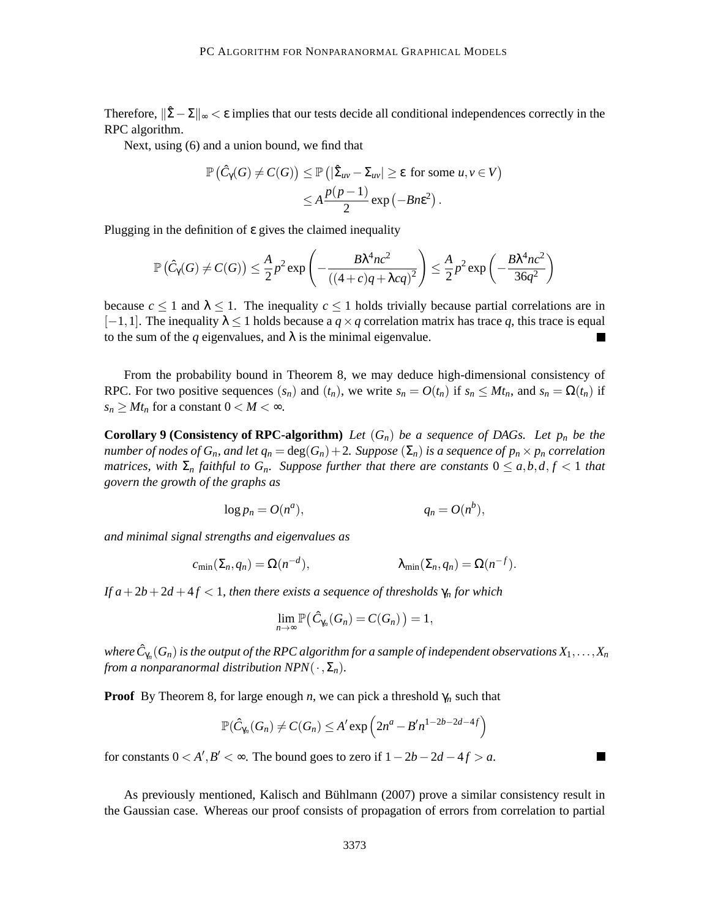Therefore, $\|\hat{\Sigma} - \Sigma\|_\infty < \varepsilon$ implies that our tests decide all conditional independences correctly in the RPC algorithm.

Next, using (6) and a union bound, we find that

$$\mathbb{P}\left(\hat{C}_\gamma(G) \neq C(G)\right) \leq \mathbb{P}\left(|\hat{\Sigma}_{uv} - \Sigma_{uv}| \geq \varepsilon \text{ for some } u,v \in V\right) \leq A\frac{p(p-1)}{2}\exp\left(-Bn\varepsilon^2\right).$$

Plugging in the definition of $\varepsilon$ gives the claimed inequality

$$\mathbb{P}\left(\hat{C}_\gamma(G) \neq C(G)\right) \leq \frac{A}{2}p^2\exp\left(-\frac{B\lambda^4 nc^2}{((4+c)q + \lambda cq)^2}\right) \leq \frac{A}{2}p^2\exp\left(-\frac{B\lambda^4 nc^2}{36q^2}\right)$$

because $c \leq 1$ and $\lambda \leq 1$. The inequality $c \leq 1$ holds trivially because partial correlations are in $[-1,1]$. The inequality $\lambda \leq 1$ holds because a $q \times q$ correlation matrix has trace $q$, this trace is equal to the sum of the $q$ eigenvalues, and $\lambda$ is the minimal eigenvalue. ■

From the probability bound in Theorem 8, we may deduce high-dimensional consistency of RPC. For two positive sequences $(s_n)$ and $(t_n)$, we write $s_n = O(t_n)$ if $s_n \leq Mt_n$, and $s_n = \Omega(t_n)$ if $s_n \geq Mt_n$ for a constant $0 < M < \infty$.

**Corollary 9 (Consistency of RPC-algorithm)** *Let $(G_n)$ be a sequence of DAGs. Let $p_n$ be the number of nodes of $G_n$, and let $q_n = \deg(G_n) + 2$. Suppose $(\Sigma_n)$ is a sequence of $p_n \times p_n$ correlation matrices, with $\Sigma_n$ faithful to $G_n$. Suppose further that there are constants $0 \leq a,b,d,f < 1$ that govern the growth of the graphs as*

$$\log p_n = O(n^a), \qquad\qquad q_n = O(n^b),$$

*and minimal signal strengths and eigenvalues as*

$$c_{\min}(\Sigma_n, q_n) = \Omega(n^{-d}), \qquad\qquad \lambda_{\min}(\Sigma_n, q_n) = \Omega(n^{-f}).$$

*If $a + 2b + 2d + 4f < 1$, then there exists a sequence of thresholds $\gamma_n$ for which*

$$\lim_{n\to\infty} \mathbb{P}\left(\hat{C}_{\gamma_n}(G_n) = C(G_n)\right) = 1,$$

*where $\hat{C}_{\gamma_n}(G_n)$ is the output of the RPC algorithm for a sample of independent observations $X_1, \ldots, X_n$ from a nonparanormal distribution $NPN(\cdot, \Sigma_n)$.*

**Proof** By Theorem 8, for large enough $n$, we can pick a threshold $\gamma_n$ such that

$$\mathbb{P}(\hat{C}_{\gamma_n}(G_n) \neq C(G_n) \leq A'\exp\left(2n^a - B'n^{1-2b-2d-4f}\right)$$

for constants $0 < A', B' < \infty$. The bound goes to zero if $1 - 2b - 2d - 4f > a$. ■

As previously mentioned, Kalisch and Bühlmann (2007) prove a similar consistency result in the Gaussian case. Whereas our proof consists of propagation of errors from correlation to partial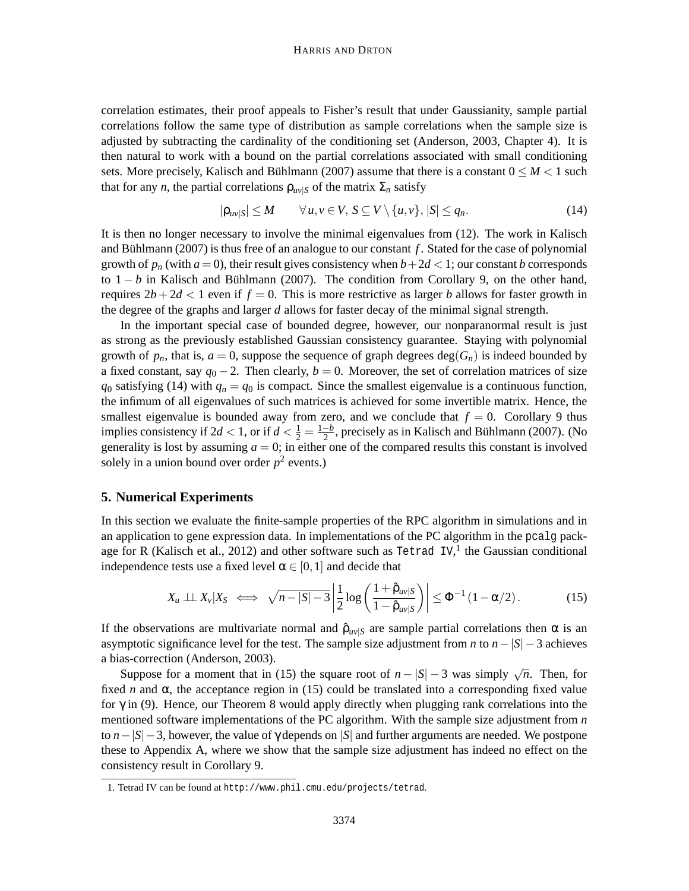correlation estimates, their proof appeals to Fisher's result that under Gaussianity, sample partial correlations follow the same type of distribution as sample correlations when the sample size is adjusted by subtracting the cardinality of the conditioning set (Anderson, 2003, Chapter 4). It is then natural to work with a bound on the partial correlations associated with small conditioning sets. More precisely, Kalisch and Bühlmann (2007) assume that there is a constant $0 \leq M < 1$ such that for any $n$, the partial correlations $\rho_{uv|S}$ of the matrix $\Sigma_n$ satisfy

$$|\rho_{uv|S}| \leq M \qquad \forall\, u,v \in V,\ S \subseteq V \setminus \{u,v\},\ |S| \leq q_n. \tag{14}$$

It is then no longer necessary to involve the minimal eigenvalues from (12). The work in Kalisch and Bühlmann (2007) is thus free of an analogue to our constant $f$. Stated for the case of polynomial growth of $p_n$ (with $a = 0$), their result gives consistency when $b + 2d < 1$; our constant $b$ corresponds to $1 - b$ in Kalisch and Bühlmann (2007). The condition from Corollary 9, on the other hand, requires $2b + 2d < 1$ even if $f = 0$. This is more restrictive as larger $b$ allows for faster growth in the degree of the graphs and larger $d$ allows for faster decay of the minimal signal strength.

In the important special case of bounded degree, however, our nonparanormal result is just as strong as the previously established Gaussian consistency guarantee. Staying with polynomial growth of $p_n$, that is, $a = 0$, suppose the sequence of graph degrees $\deg(G_n)$ is indeed bounded by a fixed constant, say $q_0 - 2$. Then clearly, $b = 0$. Moreover, the set of correlation matrices of size $q_0$ satisfying (14) with $q_n = q_0$ is compact. Since the smallest eigenvalue is a continuous function, the infimum of all eigenvalues of such matrices is achieved for some invertible matrix. Hence, the smallest eigenvalue is bounded away from zero, and we conclude that $f = 0$. Corollary 9 thus implies consistency if $2d < 1$, or if $d < \frac{1}{2} = \frac{1-b}{2}$, precisely as in Kalisch and Bühlmann (2007). (No generality is lost by assuming $a = 0$; in either one of the compared results this constant is involved solely in a union bound over order $p^2$ events.)

## 5. Numerical Experiments

In this section we evaluate the finite-sample properties of the RPC algorithm in simulations and in an application to gene expression data. In implementations of the PC algorithm in the `pcalg` package for R (Kalisch et al., 2012) and other software such as `Tetrad IV`,[1] the Gaussian conditional independence tests use a fixed level $\alpha \in [0,1]$ and decide that

$$X_u \perp\!\!\!\perp X_v | X_S \iff \sqrt{n - |S| - 3}\left|\frac{1}{2}\log\left(\frac{1+\hat{\rho}_{uv|S}}{1-\hat{\rho}_{uv|S}}\right)\right| \leq \Phi^{-1}(1-\alpha/2). \tag{15}$$

If the observations are multivariate normal and $\hat{\rho}_{uv|S}$ are sample partial correlations then $\alpha$ is an asymptotic significance level for the test. The sample size adjustment from $n$ to $n - |S| - 3$ achieves a bias-correction (Anderson, 2003).

Suppose for a moment that in (15) the square root of $n - |S| - 3$ was simply $\sqrt{n}$. Then, for fixed $n$ and $\alpha$, the acceptance region in (15) could be translated into a corresponding fixed value for $\gamma$ in (9). Hence, our Theorem 8 would apply directly when plugging rank correlations into the mentioned software implementations of the PC algorithm. With the sample size adjustment from $n$ to $n - |S| - 3$, however, the value of $\gamma$ depends on $|S|$ and further arguments are needed. We postpone these to Appendix A, where we show that the sample size adjustment has indeed no effect on the consistency result in Corollary 9.

1. Tetrad IV can be found at `http://www.phil.cmu.edu/projects/tetrad`.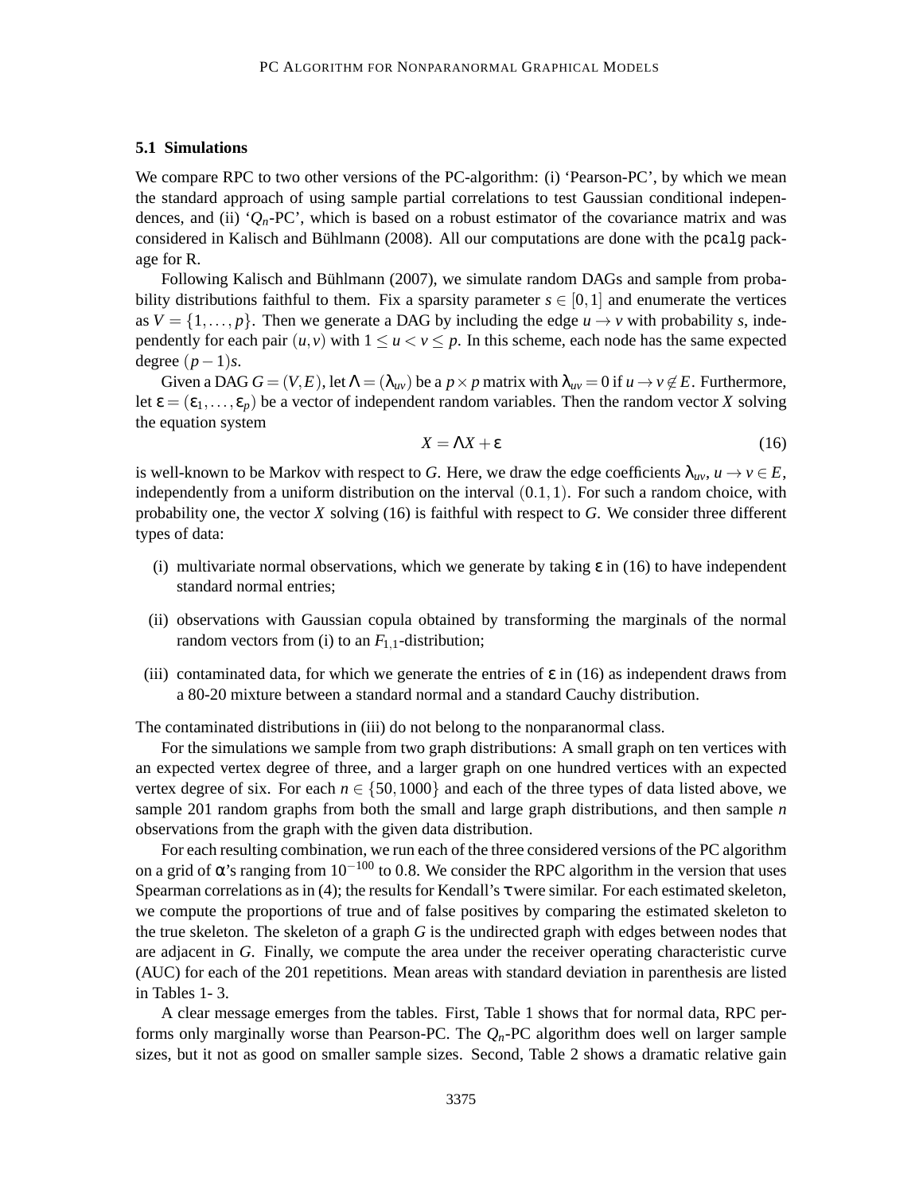### 5.1 Simulations

We compare RPC to two other versions of the PC-algorithm: (i) 'Pearson-PC', by which we mean the standard approach of using sample partial correlations to test Gaussian conditional independences, and (ii) '$Q_n$-PC', which is based on a robust estimator of the covariance matrix and was considered in Kalisch and Bühlmann (2008). All our computations are done with the `pcalg` package for R.

Following Kalisch and Bühlmann (2007), we simulate random DAGs and sample from probability distributions faithful to them. Fix a sparsity parameter $s \in [0,1]$ and enumerate the vertices as $V = \{1,\dots,p\}$. Then we generate a DAG by including the edge $u \to v$ with probability $s$, independently for each pair $(u,v)$ with $1 \le u < v \le p$. In this scheme, each node has the same expected degree $(p-1)s$.

Given a DAG $G = (V,E)$, let $\Lambda = (\lambda_{uv})$ be a $p \times p$ matrix with $\lambda_{uv} = 0$ if $u \to v \notin E$. Furthermore, let $\varepsilon = (\varepsilon_1,\dots,\varepsilon_p)$ be a vector of independent random variables. Then the random vector $X$ solving the equation system

$$X = \Lambda X + \varepsilon \tag{16}$$

is well-known to be Markov with respect to $G$. Here, we draw the edge coefficients $\lambda_{uv}$, $u \to v \in E$, independently from a uniform distribution on the interval $(0.1,1)$. For such a random choice, with probability one, the vector $X$ solving (16) is faithful with respect to $G$. We consider three different types of data:

(i) multivariate normal observations, which we generate by taking $\varepsilon$ in (16) to have independent standard normal entries;

(ii) observations with Gaussian copula obtained by transforming the marginals of the normal random vectors from (i) to an $F_{1,1}$-distribution;

(iii) contaminated data, for which we generate the entries of $\varepsilon$ in (16) as independent draws from a 80-20 mixture between a standard normal and a standard Cauchy distribution.

The contaminated distributions in (iii) do not belong to the nonparanormal class.

For the simulations we sample from two graph distributions: A small graph on ten vertices with an expected vertex degree of three, and a larger graph on one hundred vertices with an expected vertex degree of six. For each $n \in \{50, 1000\}$ and each of the three types of data listed above, we sample 201 random graphs from both the small and large graph distributions, and then sample $n$ observations from the graph with the given data distribution.

For each resulting combination, we run each of the three considered versions of the PC algorithm on a grid of $\alpha$'s ranging from $10^{-100}$ to 0.8. We consider the RPC algorithm in the version that uses Spearman correlations as in (4); the results for Kendall's $\tau$ were similar. For each estimated skeleton, we compute the proportions of true and of false positives by comparing the estimated skeleton to the true skeleton. The skeleton of a graph $G$ is the undirected graph with edges between nodes that are adjacent in $G$. Finally, we compute the area under the receiver operating characteristic curve (AUC) for each of the 201 repetitions. Mean areas with standard deviation in parenthesis are listed in Tables 1- 3.

A clear message emerges from the tables. First, Table 1 shows that for normal data, RPC performs only marginally worse than Pearson-PC. The $Q_n$-PC algorithm does well on larger sample sizes, but it not as good on smaller sample sizes. Second, Table 2 shows a dramatic relative gain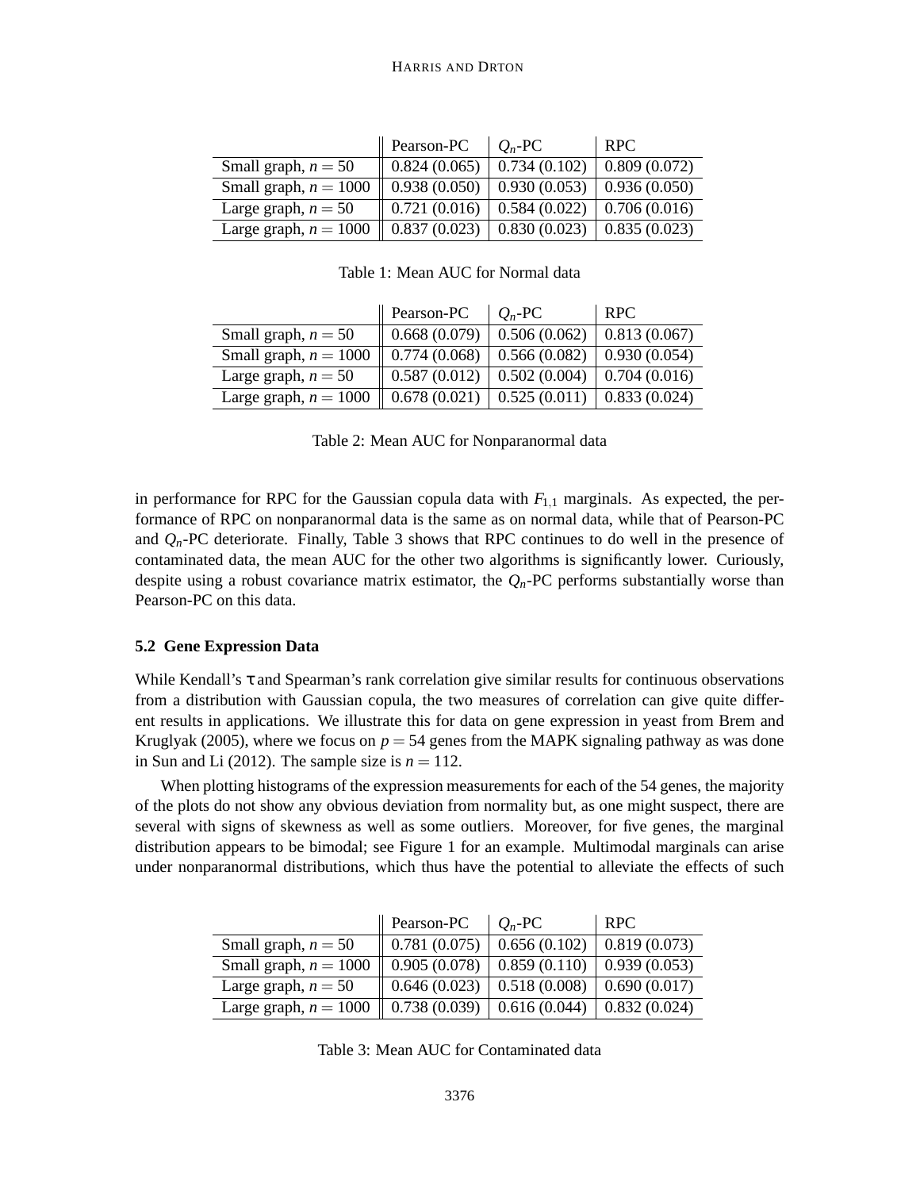| | Pearson-PC | $Q_n$-PC | RPC |
|---|---|---|---|
| Small graph, $n = 50$ | 0.824 (0.065) | 0.734 (0.102) | 0.809 (0.072) |
| Small graph, $n = 1000$ | 0.938 (0.050) | 0.930 (0.053) | 0.936 (0.050) |
| Large graph, $n = 50$ | 0.721 (0.016) | 0.584 (0.022) | 0.706 (0.016) |
| Large graph, $n = 1000$ | 0.837 (0.023) | 0.830 (0.023) | 0.835 (0.023) |

Table 1: Mean AUC for Normal data

| | Pearson-PC | $Q_n$-PC | RPC |
|---|---|---|---|
| Small graph, $n = 50$ | 0.668 (0.079) | 0.506 (0.062) | 0.813 (0.067) |
| Small graph, $n = 1000$ | 0.774 (0.068) | 0.566 (0.082) | 0.930 (0.054) |
| Large graph, $n = 50$ | 0.587 (0.012) | 0.502 (0.004) | 0.704 (0.016) |
| Large graph, $n = 1000$ | 0.678 (0.021) | 0.525 (0.011) | 0.833 (0.024) |

Table 2: Mean AUC for Nonparanormal data

in performance for RPC for the Gaussian copula data with $F_{1,1}$ marginals. As expected, the performance of RPC on nonparanormal data is the same as on normal data, while that of Pearson-PC and $Q_n$-PC deteriorate. Finally, Table 3 shows that RPC continues to do well in the presence of contaminated data, the mean AUC for the other two algorithms is significantly lower. Curiously, despite using a robust covariance matrix estimator, the $Q_n$-PC performs substantially worse than Pearson-PC on this data.

### 5.2 Gene Expression Data

While Kendall's $\tau$ and Spearman's rank correlation give similar results for continuous observations from a distribution with Gaussian copula, the two measures of correlation can give quite different results in applications. We illustrate this for data on gene expression in yeast from Brem and Kruglyak (2005), where we focus on $p = 54$ genes from the MAPK signaling pathway as was done in Sun and Li (2012). The sample size is $n = 112$.

When plotting histograms of the expression measurements for each of the 54 genes, the majority of the plots do not show any obvious deviation from normality but, as one might suspect, there are several with signs of skewness as well as some outliers. Moreover, for five genes, the marginal distribution appears to be bimodal; see Figure 1 for an example. Multimodal marginals can arise under nonparanormal distributions, which thus have the potential to alleviate the effects of such

| | Pearson-PC | $Q_n$-PC | RPC |
|---|---|---|---|
| Small graph, $n = 50$ | 0.781 (0.075) | 0.656 (0.102) | 0.819 (0.073) |
| Small graph, $n = 1000$ | 0.905 (0.078) | 0.859 (0.110) | 0.939 (0.053) |
| Large graph, $n = 50$ | 0.646 (0.023) | 0.518 (0.008) | 0.690 (0.017) |
| Large graph, $n = 1000$ | 0.738 (0.039) | 0.616 (0.044) | 0.832 (0.024) |

Table 3: Mean AUC for Contaminated data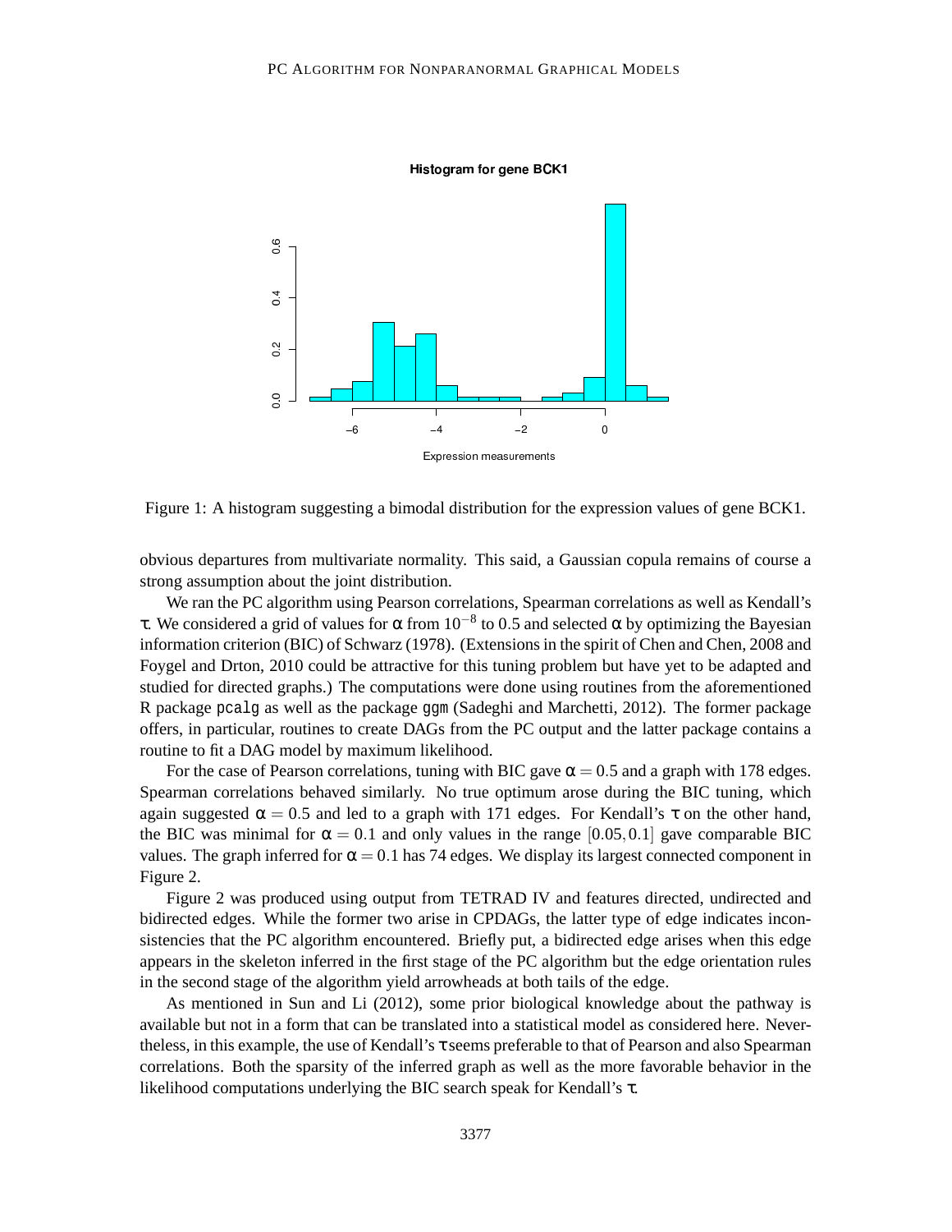Figure 1: A histogram suggesting a bimodal distribution for the expression values of gene BCK1.

obvious departures from multivariate normality. This said, a Gaussian copula remains of course a strong assumption about the joint distribution.

We ran the PC algorithm using Pearson correlations, Spearman correlations as well as Kendall's $\tau$. We considered a grid of values for $\alpha$ from $10^{-8}$ to 0.5 and selected $\alpha$ by optimizing the Bayesian information criterion (BIC) of Schwarz (1978). (Extensions in the spirit of Chen and Chen, 2008 and Foygel and Drton, 2010 could be attractive for this tuning problem but have yet to be adapted and studied for directed graphs.) The computations were done using routines from the aforementioned R package `pcalg` as well as the package `ggm` (Sadeghi and Marchetti, 2012). The former package offers, in particular, routines to create DAGs from the PC output and the latter package contains a routine to fit a DAG model by maximum likelihood.

For the case of Pearson correlations, tuning with BIC gave $\alpha = 0.5$ and a graph with 178 edges. Spearman correlations behaved similarly. No true optimum arose during the BIC tuning, which again suggested $\alpha = 0.5$ and led to a graph with 171 edges. For Kendall's $\tau$ on the other hand, the BIC was minimal for $\alpha = 0.1$ and only values in the range $[0.05, 0.1]$ gave comparable BIC values. The graph inferred for $\alpha = 0.1$ has 74 edges. We display its largest connected component in Figure 2.

Figure 2 was produced using output from TETRAD IV and features directed, undirected and bidirected edges. While the former two arise in CPDAGs, the latter type of edge indicates inconsistencies that the PC algorithm encountered. Briefly put, a bidirected edge arises when this edge appears in the skeleton inferred in the first stage of the PC algorithm but the edge orientation rules in the second stage of the algorithm yield arrowheads at both tails of the edge.

As mentioned in Sun and Li (2012), some prior biological knowledge about the pathway is available but not in a form that can be translated into a statistical model as considered here. Nevertheless, in this example, the use of Kendall's $\tau$ seems preferable to that of Pearson and also Spearman correlations. Both the sparsity of the inferred graph as well as the more favorable behavior in the likelihood computations underlying the BIC search speak for Kendall's $\tau$.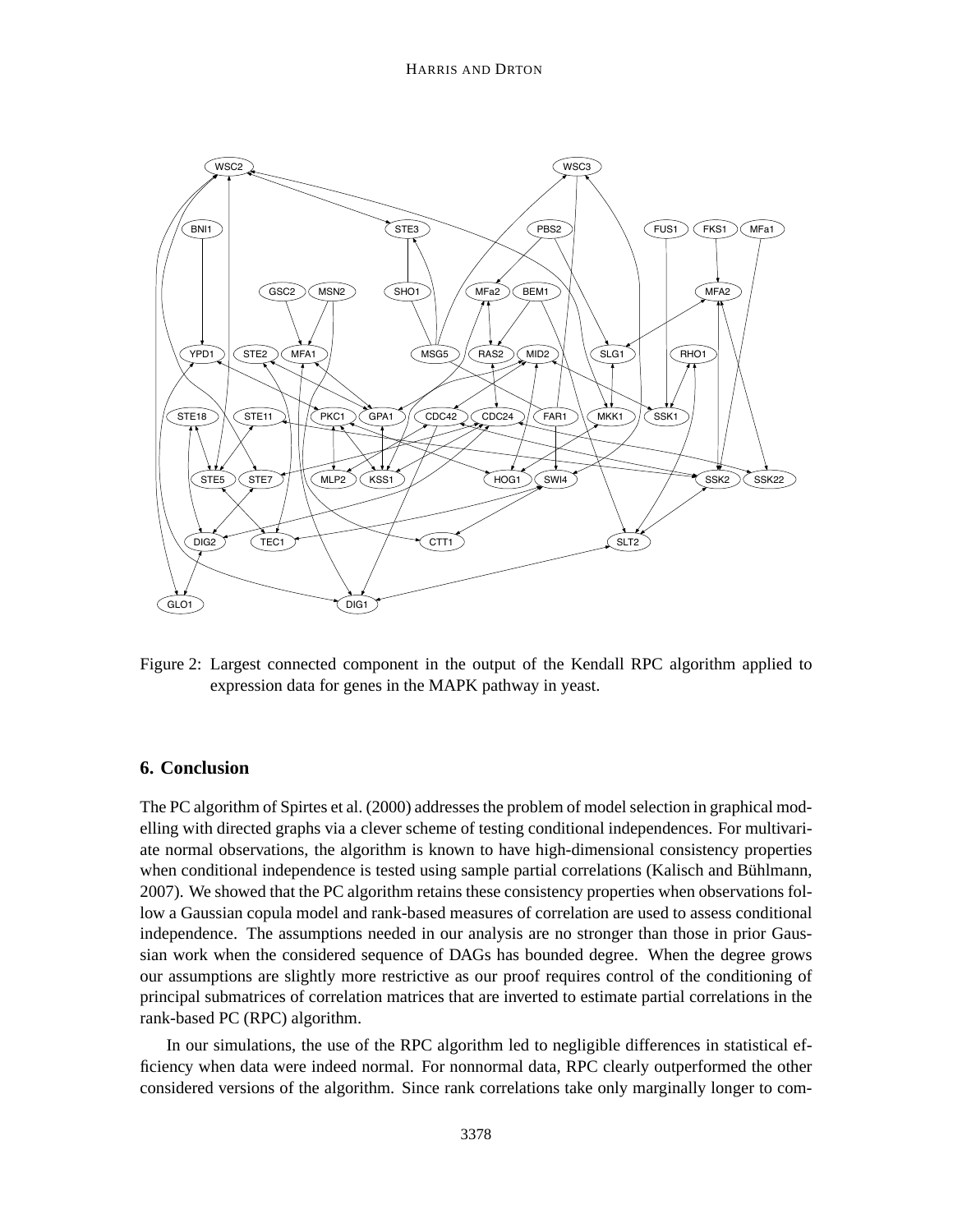Figure 2: Largest connected component in the output of the Kendall RPC algorithm applied to expression data for genes in the MAPK pathway in yeast.

## 6. Conclusion

The PC algorithm of Spirtes et al. (2000) addresses the problem of model selection in graphical modelling with directed graphs via a clever scheme of testing conditional independences. For multivariate normal observations, the algorithm is known to have high-dimensional consistency properties when conditional independence is tested using sample partial correlations (Kalisch and Bühlmann, 2007). We showed that the PC algorithm retains these consistency properties when observations follow a Gaussian copula model and rank-based measures of correlation are used to assess conditional independence. The assumptions needed in our analysis are no stronger than those in prior Gaussian work when the considered sequence of DAGs has bounded degree. When the degree grows our assumptions are slightly more restrictive as our proof requires control of the conditioning of principal submatrices of correlation matrices that are inverted to estimate partial correlations in the rank-based PC (RPC) algorithm.

In our simulations, the use of the RPC algorithm led to negligible differences in statistical efficiency when data were indeed normal. For nonnormal data, RPC clearly outperformed the other considered versions of the algorithm. Since rank correlations take only marginally longer to com-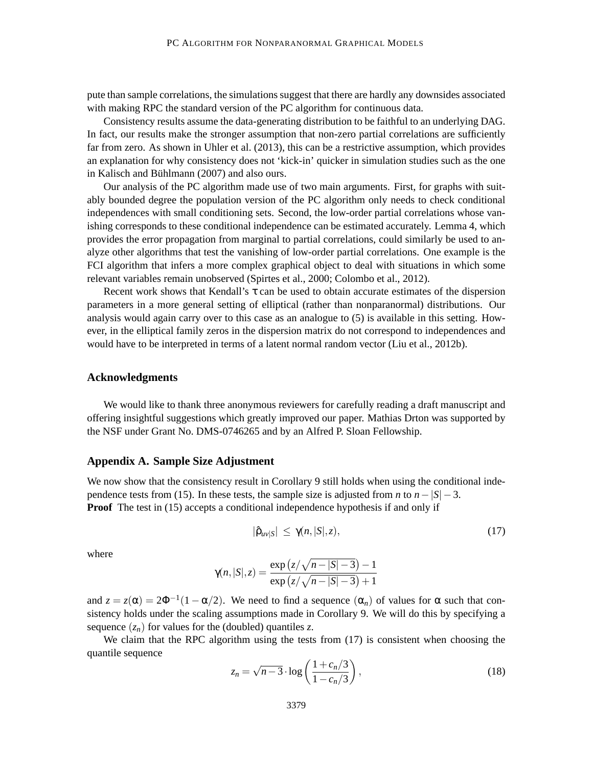pute than sample correlations, the simulations suggest that there are hardly any downsides associated with making RPC the standard version of the PC algorithm for continuous data.

Consistency results assume the data-generating distribution to be faithful to an underlying DAG. In fact, our results make the stronger assumption that non-zero partial correlations are sufficiently far from zero. As shown in Uhler et al. (2013), this can be a restrictive assumption, which provides an explanation for why consistency does not 'kick-in' quicker in simulation studies such as the one in Kalisch and Bühlmann (2007) and also ours.

Our analysis of the PC algorithm made use of two main arguments. First, for graphs with suitably bounded degree the population version of the PC algorithm only needs to check conditional independences with small conditioning sets. Second, the low-order partial correlations whose vanishing corresponds to these conditional independence can be estimated accurately. Lemma 4, which provides the error propagation from marginal to partial correlations, could similarly be used to analyze other algorithms that test the vanishing of low-order partial correlations. One example is the FCI algorithm that infers a more complex graphical object to deal with situations in which some relevant variables remain unobserved (Spirtes et al., 2000; Colombo et al., 2012).

Recent work shows that Kendall's $\tau$ can be used to obtain accurate estimates of the dispersion parameters in a more general setting of elliptical (rather than nonparanormal) distributions. Our analysis would again carry over to this case as an analogue to (5) is available in this setting. However, in the elliptical family zeros in the dispersion matrix do not correspond to independences and would have to be interpreted in terms of a latent normal random vector (Liu et al., 2012b).

## Acknowledgments

We would like to thank three anonymous reviewers for carefully reading a draft manuscript and offering insightful suggestions which greatly improved our paper. Mathias Drton was supported by the NSF under Grant No. DMS-0746265 and by an Alfred P. Sloan Fellowship.

## Appendix A. Sample Size Adjustment

We now show that the consistency result in Corollary 9 still holds when using the conditional independence tests from (15). In these tests, the sample size is adjusted from $n$ to $n-|S|-3$.

**Proof** The test in (15) accepts a conditional independence hypothesis if and only if

$$|\hat{\rho}_{uv|S}| \leq \gamma(n, |S|, z), \tag{17}$$

where

$$\gamma(n,|S|,z) = \frac{\exp\left(z/\sqrt{n-|S|-3}\right)-1}{\exp\left(z/\sqrt{n-|S|-3}\right)+1}$$

and $z = z(\alpha) = 2\Phi^{-1}(1-\alpha/2)$. We need to find a sequence $(\alpha_n)$ of values for $\alpha$ such that consistency holds under the scaling assumptions made in Corollary 9. We will do this by specifying a sequence $(z_n)$ for values for the (doubled) quantiles $z$.

We claim that the RPC algorithm using the tests from (17) is consistent when choosing the quantile sequence

$$z_n = \sqrt{n-3} \cdot \log\left(\frac{1+c_n/3}{1-c_n/3}\right), \tag{18}$$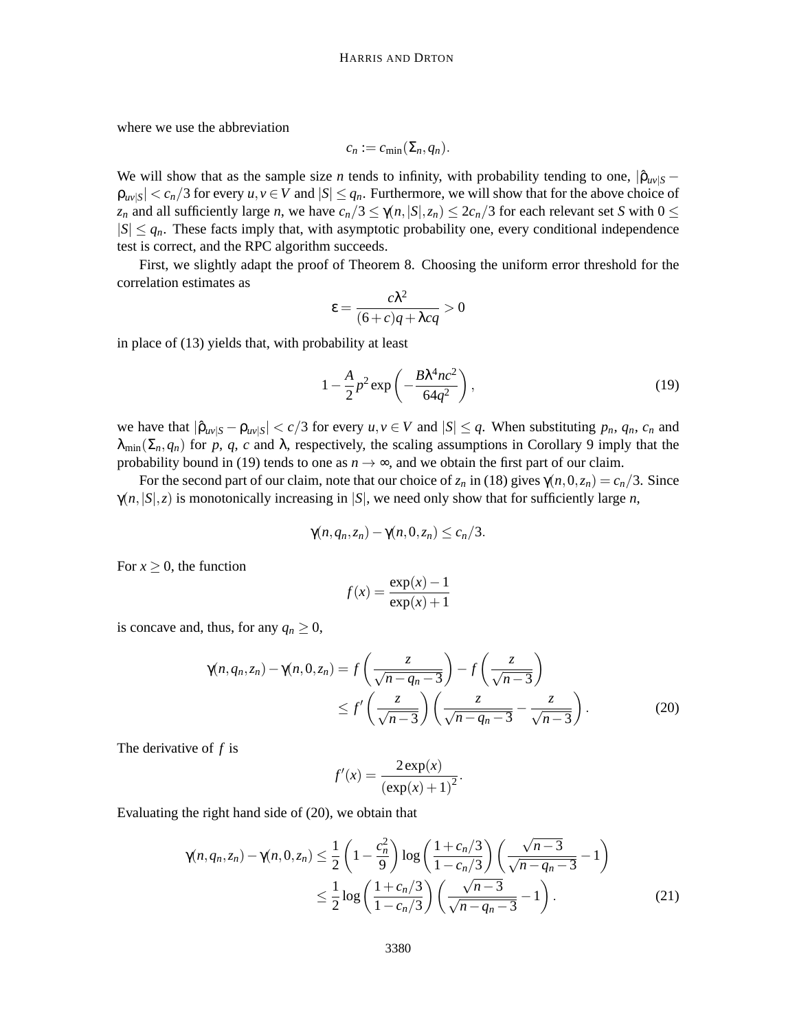where we use the abbreviation

$$c_n := c_{\min}(\Sigma_n, q_n).$$

We will show that as the sample size $n$ tends to infinity, with probability tending to one, $|\hat{\rho}_{uv|S} - \rho_{uv|S}| < c_n/3$ for every $u, v \in V$ and $|S| \leq q_n$. Furthermore, we will show that for the above choice of $z_n$ and all sufficiently large $n$, we have $c_n/3 \leq \gamma(n, |S|, z_n) \leq 2c_n/3$ for each relevant set $S$ with $0 \leq |S| \leq q_n$. These facts imply that, with asymptotic probability one, every conditional independence test is correct, and the RPC algorithm succeeds.

First, we slightly adapt the proof of Theorem 8. Choosing the uniform error threshold for the correlation estimates as

$$\varepsilon = \frac{c\lambda^2}{(6+c)q + \lambda c q} > 0$$

in place of (13) yields that, with probability at least

$$1 - \frac{A}{2} p^2 \exp\left(-\frac{B\lambda^4 n c^2}{64 q^2}\right), \tag{19}$$

we have that $|\hat{\rho}_{uv|S} - \rho_{uv|S}| < c/3$ for every $u, v \in V$ and $|S| \leq q$. When substituting $p_n$, $q_n$, $c_n$ and $\lambda_{\min}(\Sigma_n, q_n)$ for $p$, $q$, $c$ and $\lambda$, respectively, the scaling assumptions in Corollary 9 imply that the probability bound in (19) tends to one as $n \to \infty$, and we obtain the first part of our claim.

For the second part of our claim, note that our choice of $z_n$ in (18) gives $\gamma(n, 0, z_n) = c_n/3$. Since $\gamma(n, |S|, z)$ is monotonically increasing in $|S|$, we need only show that for sufficiently large $n$,

$$\gamma(n, q_n, z_n) - \gamma(n, 0, z_n) \leq c_n/3.$$

For $x \geq 0$, the function

$$f(x) = \frac{\exp(x) - 1}{\exp(x) + 1}$$

is concave and, thus, for any $q_n \geq 0$,

$$\begin{aligned}
\gamma(n, q_n, z_n) - \gamma(n, 0, z_n) &= f\left(\frac{z}{\sqrt{n - q_n - 3}}\right) - f\left(\frac{z}{\sqrt{n-3}}\right) \\
&\leq f'\left(\frac{z}{\sqrt{n-3}}\right)\left(\frac{z}{\sqrt{n - q_n - 3}} - \frac{z}{\sqrt{n-3}}\right).
\end{aligned} \tag{20}$$

The derivative of $f$ is

$$f'(x) = \frac{2\exp(x)}{(\exp(x) + 1)^2}.$$

Evaluating the right hand side of (20), we obtain that

$$\begin{aligned}
\gamma(n, q_n, z_n) - \gamma(n, 0, z_n) &\leq \frac{1}{2}\left(1 - \frac{c_n^2}{9}\right)\log\left(\frac{1 + c_n/3}{1 - c_n/3}\right)\left(\frac{\sqrt{n-3}}{\sqrt{n - q_n - 3}} - 1\right) \\
&\leq \frac{1}{2}\log\left(\frac{1 + c_n/3}{1 - c_n/3}\right)\left(\frac{\sqrt{n-3}}{\sqrt{n - q_n - 3}} - 1\right).
\end{aligned} \tag{21}$$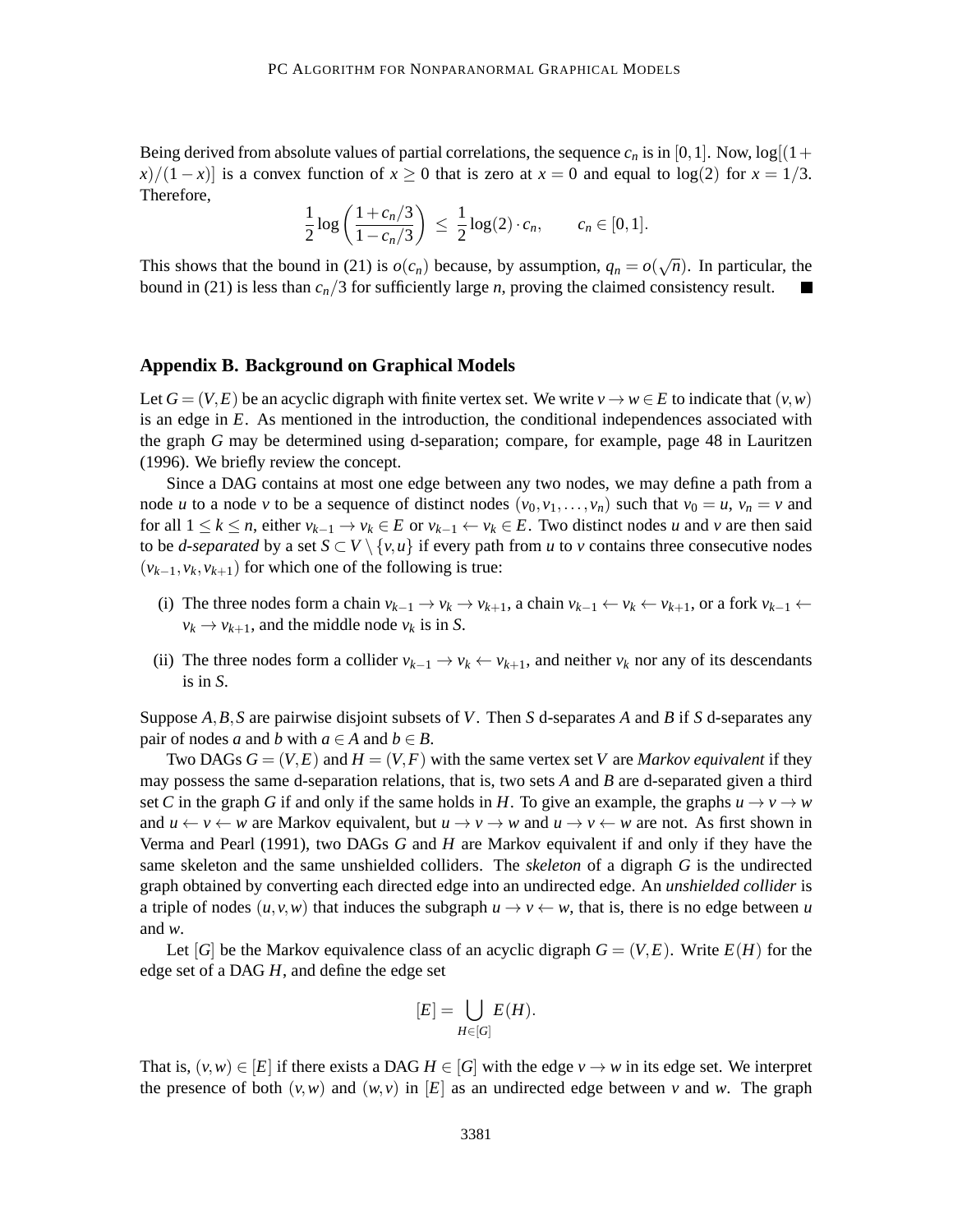Being derived from absolute values of partial correlations, the sequence $c_n$ is in $[0,1]$. Now, $\log[(1+x)/(1-x)]$ is a convex function of $x \geq 0$ that is zero at $x = 0$ and equal to $\log(2)$ for $x = 1/3$. Therefore,

$$\frac{1}{2}\log\left(\frac{1+c_n/3}{1-c_n/3}\right) \;\leq\; \frac{1}{2}\log(2)\cdot c_n, \qquad c_n \in [0,1].$$

This shows that the bound in (21) is $o(c_n)$ because, by assumption, $q_n = o(\sqrt{n})$. In particular, the bound in (21) is less than $c_n/3$ for sufficiently large $n$, proving the claimed consistency result. ■

## Appendix B. Background on Graphical Models

Let $G = (V,E)$ be an acyclic digraph with finite vertex set. We write $v \to w \in E$ to indicate that $(v,w)$ is an edge in $E$. As mentioned in the introduction, the conditional independences associated with the graph $G$ may be determined using d-separation; compare, for example, page 48 in Lauritzen (1996). We briefly review the concept.

Since a DAG contains at most one edge between any two nodes, we may define a path from a node $u$ to a node $v$ to be a sequence of distinct nodes $(v_0, v_1, \ldots, v_n)$ such that $v_0 = u$, $v_n = v$ and for all $1 \leq k \leq n$, either $v_{k-1} \to v_k \in E$ or $v_{k-1} \leftarrow v_k \in E$. Two distinct nodes $u$ and $v$ are then said to be *d-separated* by a set $S \subset V \setminus \{v,u\}$ if every path from $u$ to $v$ contains three consecutive nodes $(v_{k-1}, v_k, v_{k+1})$ for which one of the following is true:

(i) The three nodes form a chain $v_{k-1} \to v_k \to v_{k+1}$, a chain $v_{k-1} \leftarrow v_k \leftarrow v_{k+1}$, or a fork $v_{k-1} \leftarrow v_k \to v_{k+1}$, and the middle node $v_k$ is in $S$.

(ii) The three nodes form a collider $v_{k-1} \to v_k \leftarrow v_{k+1}$, and neither $v_k$ nor any of its descendants is in $S$.

Suppose $A, B, S$ are pairwise disjoint subsets of $V$. Then $S$ d-separates $A$ and $B$ if $S$ d-separates any pair of nodes $a$ and $b$ with $a \in A$ and $b \in B$.

Two DAGs $G = (V,E)$ and $H = (V,F)$ with the same vertex set $V$ are *Markov equivalent* if they may possess the same d-separation relations, that is, two sets $A$ and $B$ are d-separated given a third set $C$ in the graph $G$ if and only if the same holds in $H$. To give an example, the graphs $u \to v \to w$ and $u \leftarrow v \leftarrow w$ are Markov equivalent, but $u \to v \to w$ and $u \to v \leftarrow w$ are not. As first shown in Verma and Pearl (1991), two DAGs $G$ and $H$ are Markov equivalent if and only if they have the same skeleton and the same unshielded colliders. The *skeleton* of a digraph $G$ is the undirected graph obtained by converting each directed edge into an undirected edge. An *unshielded collider* is a triple of nodes $(u,v,w)$ that induces the subgraph $u \to v \leftarrow w$, that is, there is no edge between $u$ and $w$.

Let $[G]$ be the Markov equivalence class of an acyclic digraph $G = (V,E)$. Write $E(H)$ for the edge set of a DAG $H$, and define the edge set

$$[E] = \bigcup_{H \in [G]} E(H).$$

That is, $(v,w) \in [E]$ if there exists a DAG $H \in [G]$ with the edge $v \to w$ in its edge set. We interpret the presence of both $(v,w)$ and $(w,v)$ in $[E]$ as an undirected edge between $v$ and $w$. The graph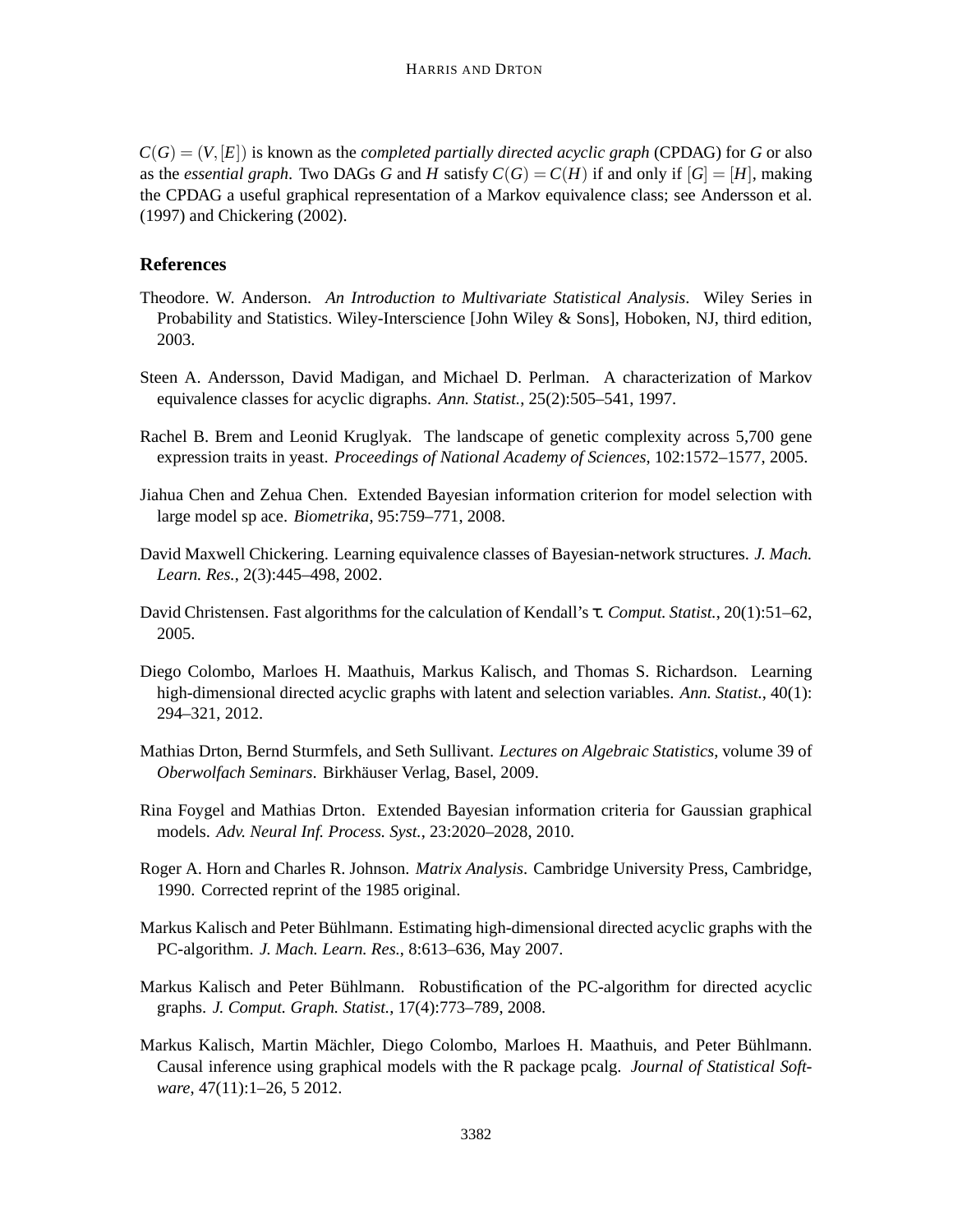$C(G) = (V, [E])$ is known as the *completed partially directed acyclic graph* (CPDAG) for $G$ or also as the *essential graph*. Two DAGs $G$ and $H$ satisfy $C(G) = C(H)$ if and only if $[G] = [H]$, making the CPDAG a useful graphical representation of a Markov equivalence class; see Andersson et al. (1997) and Chickering (2002).

## References

Theodore. W. Anderson. *An Introduction to Multivariate Statistical Analysis*. Wiley Series in Probability and Statistics. Wiley-Interscience [John Wiley & Sons], Hoboken, NJ, third edition, 2003.

Steen A. Andersson, David Madigan, and Michael D. Perlman. A characterization of Markov equivalence classes for acyclic digraphs. *Ann. Statist.*, 25(2):505–541, 1997.

Rachel B. Brem and Leonid Kruglyak. The landscape of genetic complexity across 5,700 gene expression traits in yeast. *Proceedings of National Academy of Sciences*, 102:1572–1577, 2005.

Jiahua Chen and Zehua Chen. Extended Bayesian information criterion for model selection with large model sp ace. *Biometrika*, 95:759–771, 2008.

David Maxwell Chickering. Learning equivalence classes of Bayesian-network structures. *J. Mach. Learn. Res.*, 2(3):445–498, 2002.

David Christensen. Fast algorithms for the calculation of Kendall's $\tau$. *Comput. Statist.*, 20(1):51–62, 2005.

Diego Colombo, Marloes H. Maathuis, Markus Kalisch, and Thomas S. Richardson. Learning high-dimensional directed acyclic graphs with latent and selection variables. *Ann. Statist.*, 40(1): 294–321, 2012.

Mathias Drton, Bernd Sturmfels, and Seth Sullivant. *Lectures on Algebraic Statistics*, volume 39 of *Oberwolfach Seminars*. Birkhäuser Verlag, Basel, 2009.

Rina Foygel and Mathias Drton. Extended Bayesian information criteria for Gaussian graphical models. *Adv. Neural Inf. Process. Syst.*, 23:2020–2028, 2010.

Roger A. Horn and Charles R. Johnson. *Matrix Analysis*. Cambridge University Press, Cambridge, 1990. Corrected reprint of the 1985 original.

Markus Kalisch and Peter Bühlmann. Estimating high-dimensional directed acyclic graphs with the PC-algorithm. *J. Mach. Learn. Res.*, 8:613–636, May 2007.

Markus Kalisch and Peter Bühlmann. Robustification of the PC-algorithm for directed acyclic graphs. *J. Comput. Graph. Statist.*, 17(4):773–789, 2008.

Markus Kalisch, Martin Mächler, Diego Colombo, Marloes H. Maathuis, and Peter Bühlmann. Causal inference using graphical models with the R package pcalg. *Journal of Statistical Software*, 47(11):1–26, 5 2012.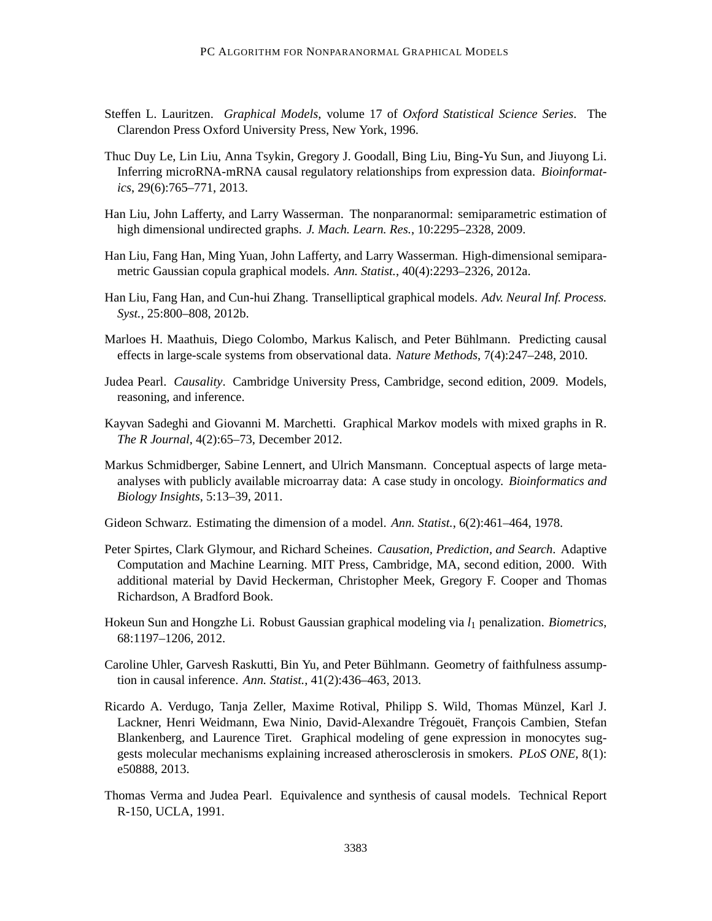Steffen L. Lauritzen. *Graphical Models*, volume 17 of *Oxford Statistical Science Series*. The Clarendon Press Oxford University Press, New York, 1996.

Thuc Duy Le, Lin Liu, Anna Tsykin, Gregory J. Goodall, Bing Liu, Bing-Yu Sun, and Jiuyong Li. Inferring microRNA-mRNA causal regulatory relationships from expression data. *Bioinformatics*, 29(6):765–771, 2013.

Han Liu, John Lafferty, and Larry Wasserman. The nonparanormal: semiparametric estimation of high dimensional undirected graphs. *J. Mach. Learn. Res.*, 10:2295–2328, 2009.

Han Liu, Fang Han, Ming Yuan, John Lafferty, and Larry Wasserman. High-dimensional semiparametric Gaussian copula graphical models. *Ann. Statist.*, 40(4):2293–2326, 2012a.

Han Liu, Fang Han, and Cun-hui Zhang. Transelliptical graphical models. *Adv. Neural Inf. Process. Syst.*, 25:800–808, 2012b.

Marloes H. Maathuis, Diego Colombo, Markus Kalisch, and Peter Bühlmann. Predicting causal effects in large-scale systems from observational data. *Nature Methods*, 7(4):247–248, 2010.

Judea Pearl. *Causality*. Cambridge University Press, Cambridge, second edition, 2009. Models, reasoning, and inference.

Kayvan Sadeghi and Giovanni M. Marchetti. Graphical Markov models with mixed graphs in R. *The R Journal*, 4(2):65–73, December 2012.

Markus Schmidberger, Sabine Lennert, and Ulrich Mansmann. Conceptual aspects of large meta-analyses with publicly available microarray data: A case study in oncology. *Bioinformatics and Biology Insights*, 5:13–39, 2011.

Gideon Schwarz. Estimating the dimension of a model. *Ann. Statist.*, 6(2):461–464, 1978.

Peter Spirtes, Clark Glymour, and Richard Scheines. *Causation, Prediction, and Search*. Adaptive Computation and Machine Learning. MIT Press, Cambridge, MA, second edition, 2000. With additional material by David Heckerman, Christopher Meek, Gregory F. Cooper and Thomas Richardson, A Bradford Book.

Hokeun Sun and Hongzhe Li. Robust Gaussian graphical modeling via $l_1$ penalization. *Biometrics*, 68:1197–1206, 2012.

Caroline Uhler, Garvesh Raskutti, Bin Yu, and Peter Bühlmann. Geometry of faithfulness assumption in causal inference. *Ann. Statist.*, 41(2):436–463, 2013.

Ricardo A. Verdugo, Tanja Zeller, Maxime Rotival, Philipp S. Wild, Thomas Münzel, Karl J. Lackner, Henri Weidmann, Ewa Ninio, David-Alexandre Trégouët, François Cambien, Stefan Blankenberg, and Laurence Tiret. Graphical modeling of gene expression in monocytes suggests molecular mechanisms explaining increased atherosclerosis in smokers. *PLoS ONE*, 8(1): e50888, 2013.

Thomas Verma and Judea Pearl. Equivalence and synthesis of causal models. Technical Report R-150, UCLA, 1991.